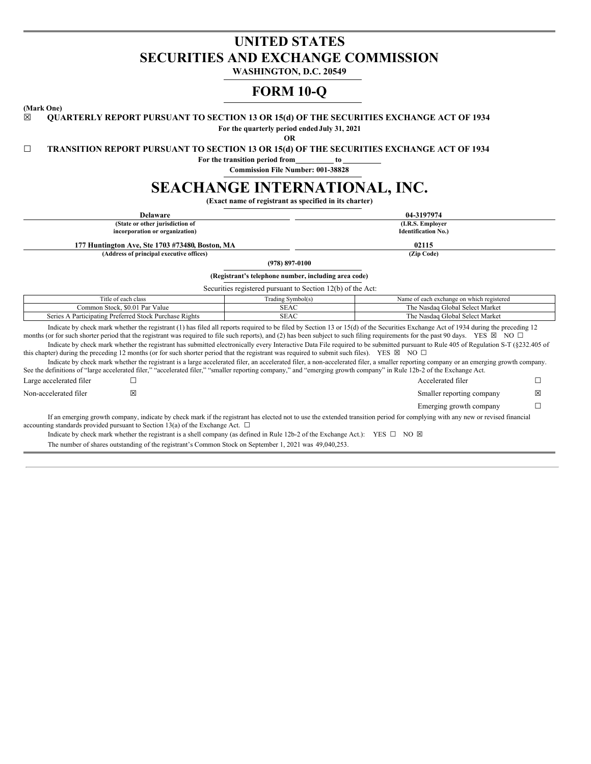# UNITED STATES
# SECURITIES AND EXCHANGE COMMISSION

**WASHINGTON, D.C. 20549**

# FORM 10-Q

**(Mark One)**

☒ **QUARTERLY REPORT PURSUANT TO SECTION 13 OR 15(d) OF THE SECURITIES EXCHANGE ACT OF 1934**

**For the quarterly period ended July 31, 2021**

**OR**

☐ **TRANSITION REPORT PURSUANT TO SECTION 13 OR 15(d) OF THE SECURITIES EXCHANGE ACT OF 1934**

**For the transition period from\_\_\_\_\_\_\_\_\_\_ to \_\_\_\_\_\_\_\_\_\_**

**Commission File Number: 001-38828**

# SEACHANGE INTERNATIONAL, INC.

**(Exact name of registrant as specified in its charter)**

| **Delaware** | **04-3197974** |
|---|---|
| **(State or other jurisdiction of incorporation or organization)** | **(I.R.S. Employer Identification No.)** |
| **177 Huntington Ave, Ste 1703 #73480, Boston, MA** | **02115** |
| **(Address of principal executive offices)** | **(Zip Code)** |

**(978) 897-0100**

**(Registrant's telephone number, including area code)**

Securities registered pursuant to Section 12(b) of the Act:

| Title of each class | Trading Symbol(s) | Name of each exchange on which registered |
|---|---|---|
| Common Stock, $0.01 Par Value | SEAC | The Nasdaq Global Select Market |
| Series A Participating Preferred Stock Purchase Rights | SEAC | The Nasdaq Global Select Market |

Indicate by check mark whether the registrant (1) has filed all reports required to be filed by Section 13 or 15(d) of the Securities Exchange Act of 1934 during the preceding 12 months (or for such shorter period that the registrant was required to file such reports), and (2) has been subject to such filing requirements for the past 90 days. YES ☒ NO ☐

Indicate by check mark whether the registrant has submitted electronically every Interactive Data File required to be submitted pursuant to Rule 405 of Regulation S-T (§232.405 of this chapter) during the preceding 12 months (or for such shorter period that the registrant was required to submit such files). YES ☒ NO ☐

Indicate by check mark whether the registrant is a large accelerated filer, an accelerated filer, a non-accelerated filer, a smaller reporting company or an emerging growth company. See the definitions of "large accelerated filer," "accelerated filer," "smaller reporting company," and "emerging growth company" in Rule 12b-2 of the Exchange Act.

| | | | |
|---|---|---|---|
| Large accelerated filer | ☐ | Accelerated filer | ☐ |
| Non-accelerated filer | ☒ | Smaller reporting company | ☒ |
| | | Emerging growth company | ☐ |

If an emerging growth company, indicate by check mark if the registrant has elected not to use the extended transition period for complying with any new or revised financial accounting standards provided pursuant to Section 13(a) of the Exchange Act. ☐

Indicate by check mark whether the registrant is a shell company (as defined in Rule 12b-2 of the Exchange Act.): YES ☐ NO ☒

The number of shares outstanding of the registrant's Common Stock on September 1, 2021 was 49,040,253.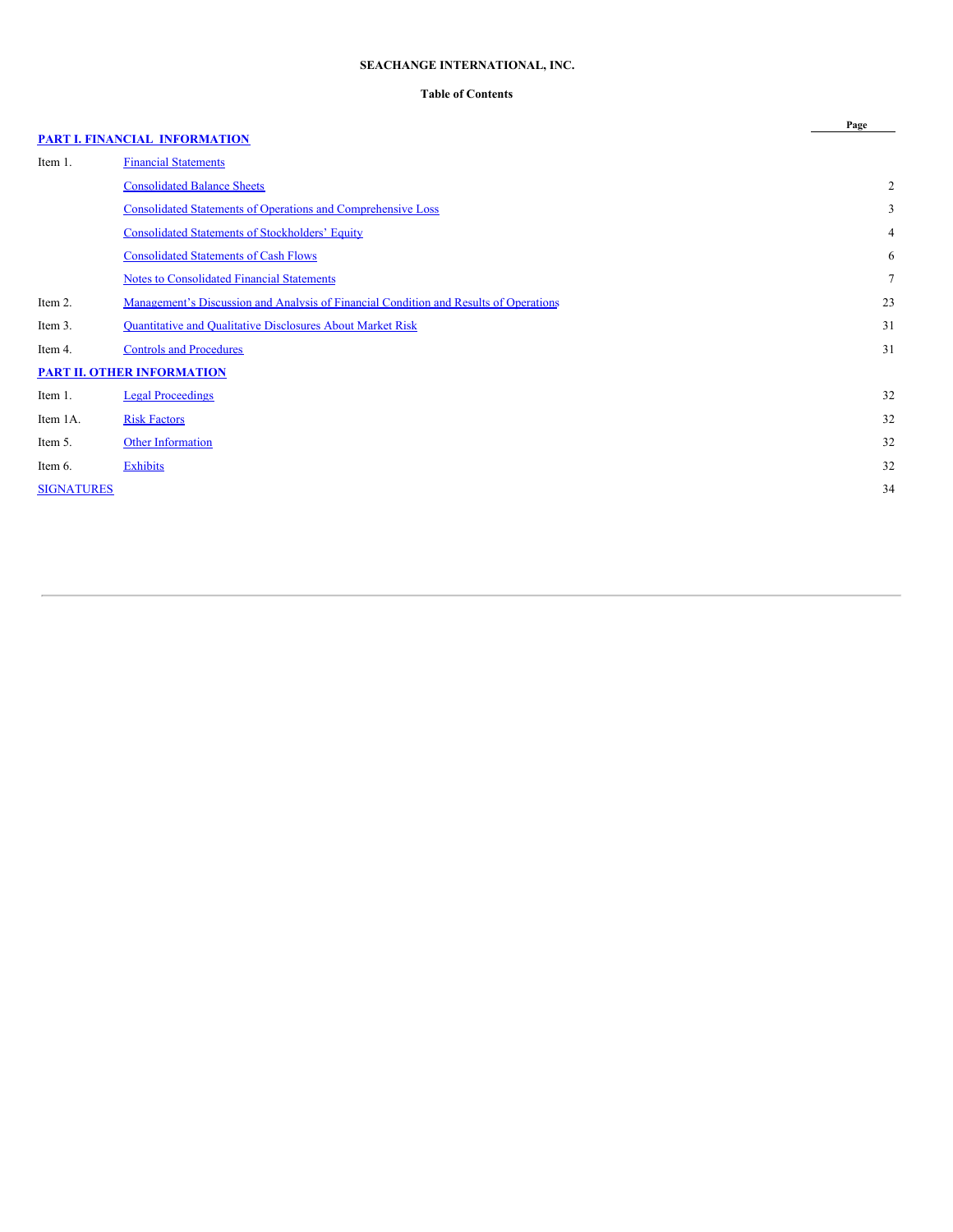**SEACHANGE INTERNATIONAL, INC.**

**Table of Contents**

| | | Page |
|---|---|---|
| **PART I. FINANCIAL INFORMATION** | | |
| Item 1. | Financial Statements | |
| | Consolidated Balance Sheets | 2 |
| | Consolidated Statements of Operations and Comprehensive Loss | 3 |
| | Consolidated Statements of Stockholders' Equity | 4 |
| | Consolidated Statements of Cash Flows | 6 |
| | Notes to Consolidated Financial Statements | 7 |
| Item 2. | Management's Discussion and Analysis of Financial Condition and Results of Operations | 23 |
| Item 3. | Quantitative and Qualitative Disclosures About Market Risk | 31 |
| Item 4. | Controls and Procedures | 31 |
| **PART II. OTHER INFORMATION** | | |
| Item 1. | Legal Proceedings | 32 |
| Item 1A. | Risk Factors | 32 |
| Item 5. | Other Information | 32 |
| Item 6. | Exhibits | 32 |
| SIGNATURES | | 34 |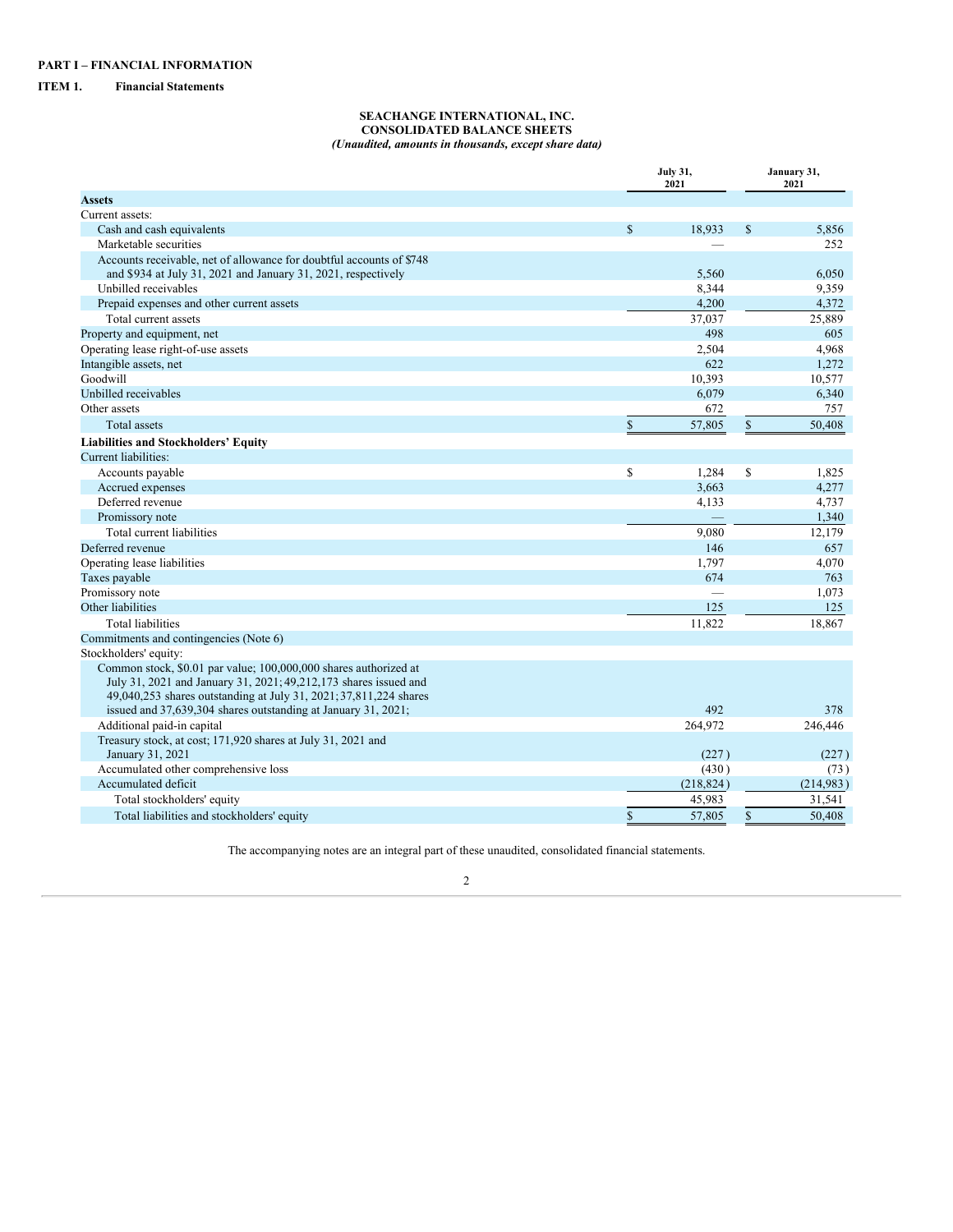# PART I – FINANCIAL INFORMATION

## ITEM 1. Financial Statements

**SEACHANGE INTERNATIONAL, INC.**
**CONSOLIDATED BALANCE SHEETS**
*(Unaudited, amounts in thousands, except share data)*

| | July 31, 2021 | January 31, 2021 |
|---|---|---|
| **Assets** | | |
| Current assets: | | |
| Cash and cash equivalents | $ 18,933 | $ 5,856 |
| Marketable securities | — | 252 |
| Accounts receivable, net of allowance for doubtful accounts of $748 and $934 at July 31, 2021 and January 31, 2021, respectively | 5,560 | 6,050 |
| Unbilled receivables | 8,344 | 9,359 |
| Prepaid expenses and other current assets | 4,200 | 4,372 |
| Total current assets | 37,037 | 25,889 |
| Property and equipment, net | 498 | 605 |
| Operating lease right-of-use assets | 2,504 | 4,968 |
| Intangible assets, net | 622 | 1,272 |
| Goodwill | 10,393 | 10,577 |
| Unbilled receivables | 6,079 | 6,340 |
| Other assets | 672 | 757 |
| Total assets | $ 57,805 | $ 50,408 |
| **Liabilities and Stockholders' Equity** | | |
| Current liabilities: | | |
| Accounts payable | $ 1,284 | $ 1,825 |
| Accrued expenses | 3,663 | 4,277 |
| Deferred revenue | 4,133 | 4,737 |
| Promissory note | — | 1,340 |
| Total current liabilities | 9,080 | 12,179 |
| Deferred revenue | 146 | 657 |
| Operating lease liabilities | 1,797 | 4,070 |
| Taxes payable | 674 | 763 |
| Promissory note | — | 1,073 |
| Other liabilities | 125 | 125 |
| Total liabilities | 11,822 | 18,867 |
| Commitments and contingencies (Note 6) | | |
| Stockholders' equity: | | |
| Common stock, $0.01 par value; 100,000,000 shares authorized at July 31, 2021 and January 31, 2021; 49,212,173 shares issued and 49,040,253 shares outstanding at July 31, 2021; 37,811,224 shares issued and 37,639,304 shares outstanding at January 31, 2021; | 492 | 378 |
| Additional paid-in capital | 264,972 | 246,446 |
| Treasury stock, at cost; 171,920 shares at July 31, 2021 and January 31, 2021 | (227) | (227) |
| Accumulated other comprehensive loss | (430) | (73) |
| Accumulated deficit | (218,824) | (214,983) |
| Total stockholders' equity | 45,983 | 31,541 |
| Total liabilities and stockholders' equity | $ 57,805 | $ 50,408 |

The accompanying notes are an integral part of these unaudited, consolidated financial statements.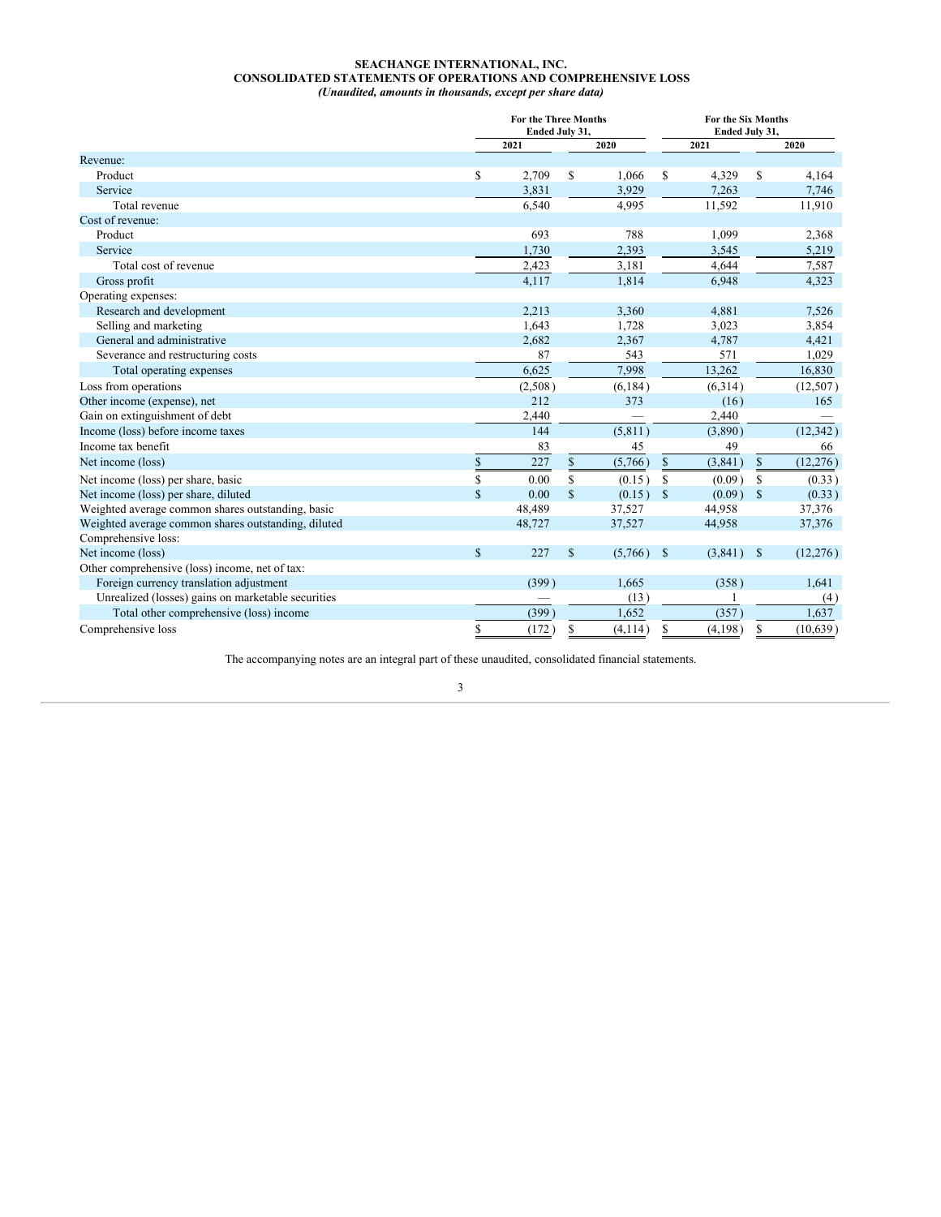**SEACHANGE INTERNATIONAL, INC.**
**CONSOLIDATED STATEMENTS OF OPERATIONS AND COMPREHENSIVE LOSS**
***(Unaudited, amounts in thousands, except per share data)***

| | For the Three Months Ended July 31, | | For the Six Months Ended July 31, | |
|---|---|---|---|---|
| | 2021 | 2020 | 2021 | 2020 |
| Revenue: | | | | |
| Product | $ 2,709 | $ 1,066 | $ 4,329 | $ 4,164 |
| Service | 3,831 | 3,929 | 7,263 | 7,746 |
| Total revenue | 6,540 | 4,995 | 11,592 | 11,910 |
| Cost of revenue: | | | | |
| Product | 693 | 788 | 1,099 | 2,368 |
| Service | 1,730 | 2,393 | 3,545 | 5,219 |
| Total cost of revenue | 2,423 | 3,181 | 4,644 | 7,587 |
| Gross profit | 4,117 | 1,814 | 6,948 | 4,323 |
| Operating expenses: | | | | |
| Research and development | 2,213 | 3,360 | 4,881 | 7,526 |
| Selling and marketing | 1,643 | 1,728 | 3,023 | 3,854 |
| General and administrative | 2,682 | 2,367 | 4,787 | 4,421 |
| Severance and restructuring costs | 87 | 543 | 571 | 1,029 |
| Total operating expenses | 6,625 | 7,998 | 13,262 | 16,830 |
| Loss from operations | (2,508) | (6,184) | (6,314) | (12,507) |
| Other income (expense), net | 212 | 373 | (16) | 165 |
| Gain on extinguishment of debt | 2,440 | — | 2,440 | — |
| Income (loss) before income taxes | 144 | (5,811) | (3,890) | (12,342) |
| Income tax benefit | 83 | 45 | 49 | 66 |
| Net income (loss) | $ 227 | $ (5,766) | $ (3,841) | $ (12,276) |
| Net income (loss) per share, basic | $ 0.00 | $ (0.15) | $ (0.09) | $ (0.33) |
| Net income (loss) per share, diluted | $ 0.00 | $ (0.15) | $ (0.09) | $ (0.33) |
| Weighted average common shares outstanding, basic | 48,489 | 37,527 | 44,958 | 37,376 |
| Weighted average common shares outstanding, diluted | 48,727 | 37,527 | 44,958 | 37,376 |
| Comprehensive loss: | | | | |
| Net income (loss) | $ 227 | $ (5,766) | $ (3,841) | $ (12,276) |
| Other comprehensive (loss) income, net of tax: | | | | |
| Foreign currency translation adjustment | (399) | 1,665 | (358) | 1,641 |
| Unrealized (losses) gains on marketable securities | — | (13) | 1 | (4) |
| Total other comprehensive (loss) income | (399) | 1,652 | (357) | 1,637 |
| Comprehensive loss | $ (172) | $ (4,114) | $ (4,198) | $ (10,639) |

The accompanying notes are an integral part of these unaudited, consolidated financial statements.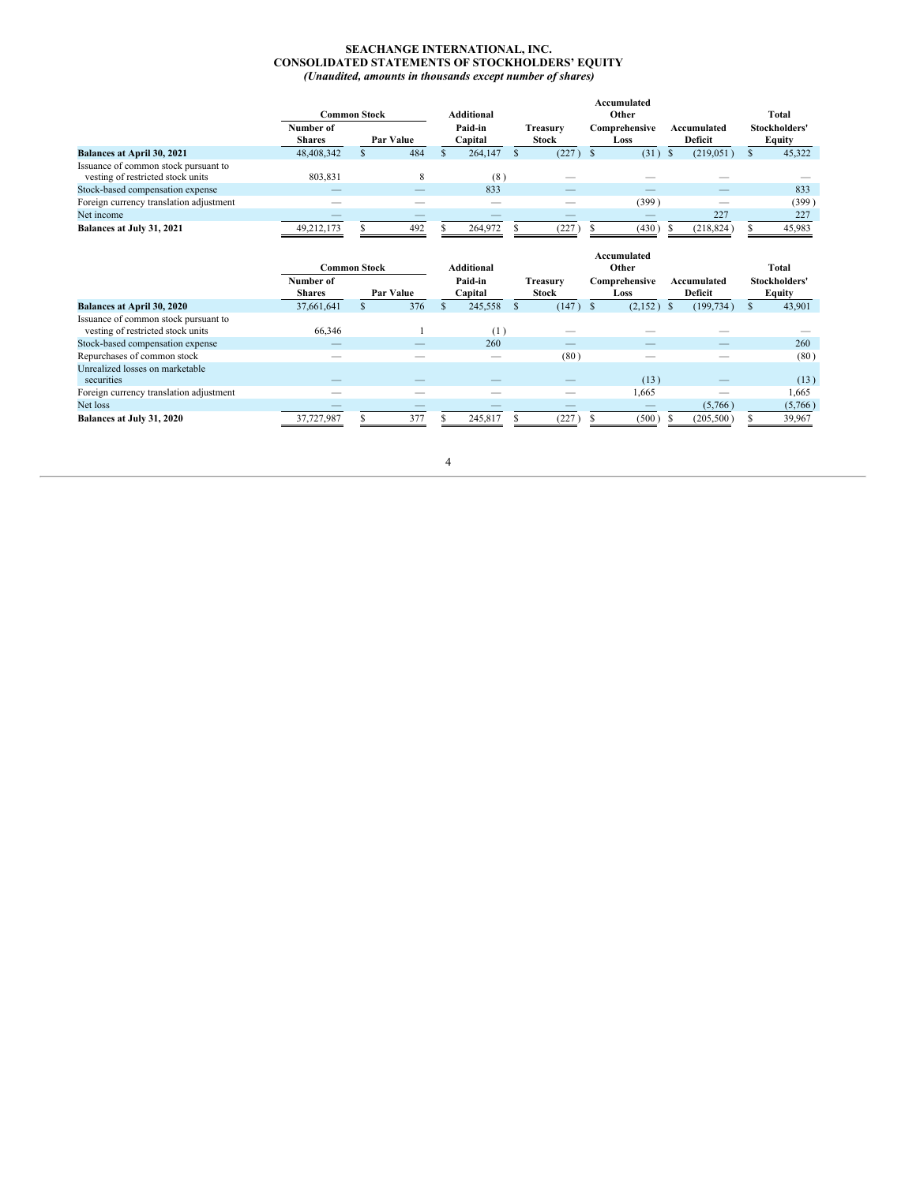**SEACHANGE INTERNATIONAL, INC.**
**CONSOLIDATED STATEMENTS OF STOCKHOLDERS' EQUITY**
*(Unaudited, amounts in thousands except number of shares)*

| | Common Stock | | Additional | | Accumulated Other | | Total |
|---|---|---|---|---|---|---|---|
| | Number of Shares | Par Value | Paid-in Capital | Treasury Stock | Comprehensive Loss | Accumulated Deficit | Stockholders' Equity |
| **Balances at April 30, 2021** | 48,408,342 | $ 484 | $ 264,147 | $ (227) | $ (31) | $ (219,051) | $ 45,322 |
| Issuance of common stock pursuant to vesting of restricted stock units | 803,831 | 8 | (8) | — | — | — | — |
| Stock-based compensation expense | — | — | 833 | — | — | — | 833 |
| Foreign currency translation adjustment | — | — | — | — | (399) | — | (399) |
| Net income | — | — | — | — | — | 227 | 227 |
| **Balances at July 31, 2021** | 49,212,173 | $ 492 | $ 264,972 | $ (227) | $ (430) | $ (218,824) | $ 45,983 |

| | Common Stock | | Additional | | Accumulated Other | | Total |
|---|---|---|---|---|---|---|---|
| | Number of Shares | Par Value | Paid-in Capital | Treasury Stock | Comprehensive Loss | Accumulated Deficit | Stockholders' Equity |
| **Balances at April 30, 2020** | 37,661,641 | $ 376 | $ 245,558 | $ (147) | $ (2,152) | $ (199,734) | $ 43,901 |
| Issuance of common stock pursuant to vesting of restricted stock units | 66,346 | 1 | (1) | — | — | — | — |
| Stock-based compensation expense | — | — | 260 | — | — | — | 260 |
| Repurchases of common stock | — | — | — | (80) | — | — | (80) |
| Unrealized losses on marketable securities | — | — | — | — | (13) | — | (13) |
| Foreign currency translation adjustment | — | — | — | — | 1,665 | — | 1,665 |
| Net loss | — | — | — | — | — | (5,766) | (5,766) |
| **Balances at July 31, 2020** | 37,727,987 | $ 377 | $ 245,817 | $ (227) | $ (500) | $ (205,500) | $ 39,967 |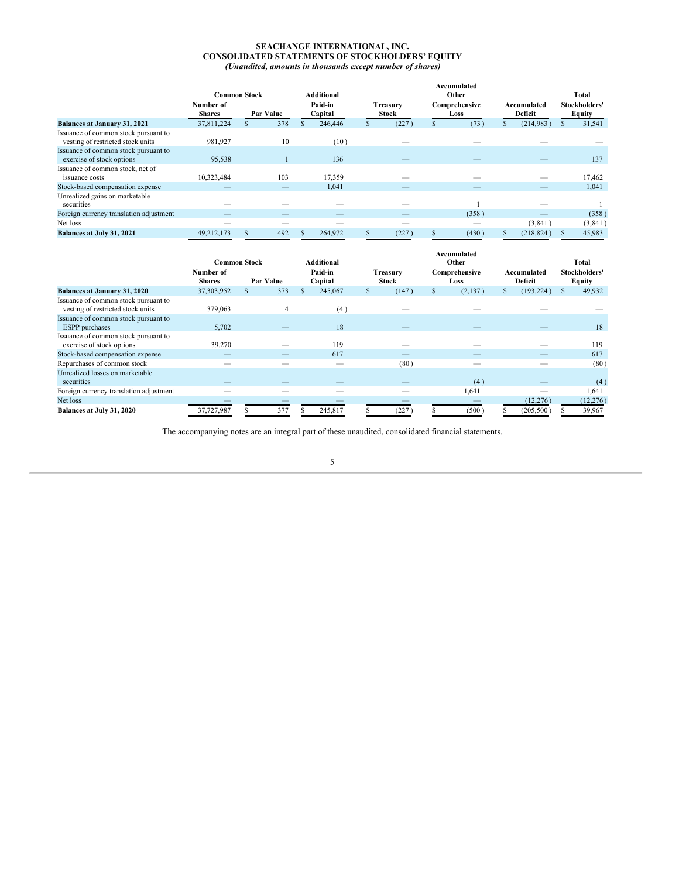**SEACHANGE INTERNATIONAL, INC.**
**CONSOLIDATED STATEMENTS OF STOCKHOLDERS' EQUITY**
***(Unaudited, amounts in thousands except number of shares)***

| | Common Stock | | Additional | Treasury | Accumulated Other | Accumulated | Total |
|---|---|---|---|---|---|---|---|
| | Number of Shares | Par Value | Paid-in Capital | Stock | Comprehensive Loss | Deficit | Stockholders' Equity |
| **Balances at January 31, 2021** | 37,811,224 | $ 378 | $ 246,446 | $ (227) | $ (73) | $ (214,983) | $ 31,541 |
| Issuance of common stock pursuant to vesting of restricted stock units | 981,927 | 10 | (10) | — | — | — | — |
| Issuance of common stock pursuant to exercise of stock options | 95,538 | 1 | 136 | — | — | — | 137 |
| Issuance of common stock, net of issuance costs | 10,323,484 | 103 | 17,359 | — | — | — | 17,462 |
| Stock-based compensation expense | — | — | 1,041 | — | — | — | 1,041 |
| Unrealized gains on marketable securities | — | — | — | — | 1 | — | 1 |
| Foreign currency translation adjustment | — | — | — | — | (358) | — | (358) |
| Net loss | — | — | — | — | — | (3,841) | (3,841) |
| **Balances at July 31, 2021** | 49,212,173 | $ 492 | $ 264,972 | $ (227) | $ (430) | $ (218,824) | $ 45,983 |

| | Common Stock | | Additional | Treasury | Accumulated Other | Accumulated | Total |
|---|---|---|---|---|---|---|---|
| | Number of Shares | Par Value | Paid-in Capital | Stock | Comprehensive Loss | Deficit | Stockholders' Equity |
| **Balances at January 31, 2020** | 37,303,952 | $ 373 | $ 245,067 | $ (147) | $ (2,137) | $ (193,224) | $ 49,932 |
| Issuance of common stock pursuant to vesting of restricted stock units | 379,063 | 4 | (4) | — | — | — | — |
| Issuance of common stock pursuant to ESPP purchases | 5,702 | — | 18 | — | — | — | 18 |
| Issuance of common stock pursuant to exercise of stock options | 39,270 | — | 119 | — | — | — | 119 |
| Stock-based compensation expense | — | — | 617 | — | — | — | 617 |
| Repurchases of common stock | — | — | — | (80) | — | — | (80) |
| Unrealized losses on marketable securities | — | — | — | — | (4) | — | (4) |
| Foreign currency translation adjustment | — | — | — | — | 1,641 | — | 1,641 |
| Net loss | — | — | — | — | — | (12,276) | (12,276) |
| **Balances at July 31, 2020** | 37,727,987 | $ 377 | $ 245,817 | $ (227) | $ (500) | $ (205,500) | $ 39,967 |

The accompanying notes are an integral part of these unaudited, consolidated financial statements.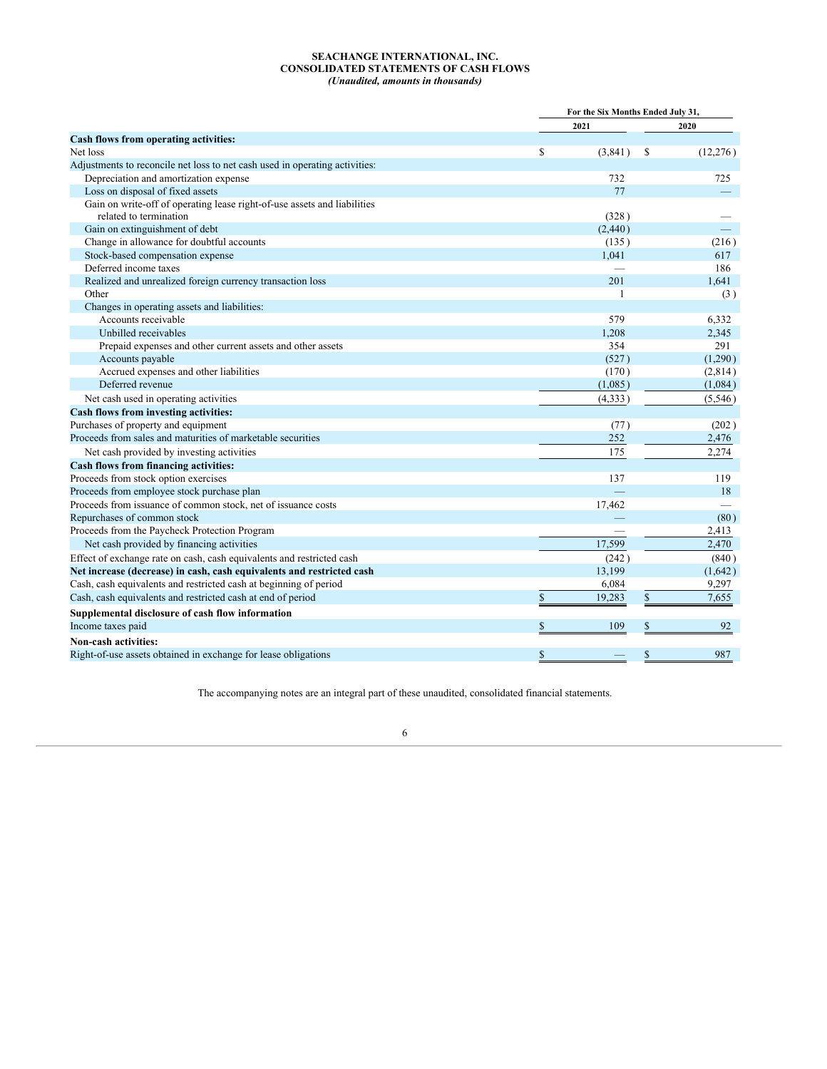**SEACHANGE INTERNATIONAL, INC.**
**CONSOLIDATED STATEMENTS OF CASH FLOWS**
***(Unaudited, amounts in thousands)***

| | For the Six Months Ended July 31, | |
|---|---|---|
| | 2021 | 2020 |
| **Cash flows from operating activities:** | | |
| Net loss | $ (3,841) | $ (12,276) |
| Adjustments to reconcile net loss to net cash used in operating activities: | | |
| Depreciation and amortization expense | 732 | 725 |
| Loss on disposal of fixed assets | 77 | — |
| Gain on write-off of operating lease right-of-use assets and liabilities related to termination | (328) | — |
| Gain on extinguishment of debt | (2,440) | — |
| Change in allowance for doubtful accounts | (135) | (216) |
| Stock-based compensation expense | 1,041 | 617 |
| Deferred income taxes | — | 186 |
| Realized and unrealized foreign currency transaction loss | 201 | 1,641 |
| Other | 1 | (3) |
| Changes in operating assets and liabilities: | | |
| Accounts receivable | 579 | 6,332 |
| Unbilled receivables | 1,208 | 2,345 |
| Prepaid expenses and other current assets and other assets | 354 | 291 |
| Accounts payable | (527) | (1,290) |
| Accrued expenses and other liabilities | (170) | (2,814) |
| Deferred revenue | (1,085) | (1,084) |
| Net cash used in operating activities | (4,333) | (5,546) |
| **Cash flows from investing activities:** | | |
| Purchases of property and equipment | (77) | (202) |
| Proceeds from sales and maturities of marketable securities | 252 | 2,476 |
| Net cash provided by investing activities | 175 | 2,274 |
| **Cash flows from financing activities:** | | |
| Proceeds from stock option exercises | 137 | 119 |
| Proceeds from employee stock purchase plan | — | 18 |
| Proceeds from issuance of common stock, net of issuance costs | 17,462 | — |
| Repurchases of common stock | — | (80) |
| Proceeds from the Paycheck Protection Program | — | 2,413 |
| Net cash provided by financing activities | 17,599 | 2,470 |
| Effect of exchange rate on cash, cash equivalents and restricted cash | (242) | (840) |
| **Net increase (decrease) in cash, cash equivalents and restricted cash** | 13,199 | (1,642) |
| Cash, cash equivalents and restricted cash at beginning of period | 6,084 | 9,297 |
| Cash, cash equivalents and restricted cash at end of period | $ 19,283 | $ 7,655 |
| **Supplemental disclosure of cash flow information** | | |
| Income taxes paid | $ 109 | $ 92 |
| **Non-cash activities:** | | |
| Right-of-use assets obtained in exchange for lease obligations | $ — | $ 987 |

The accompanying notes are an integral part of these unaudited, consolidated financial statements.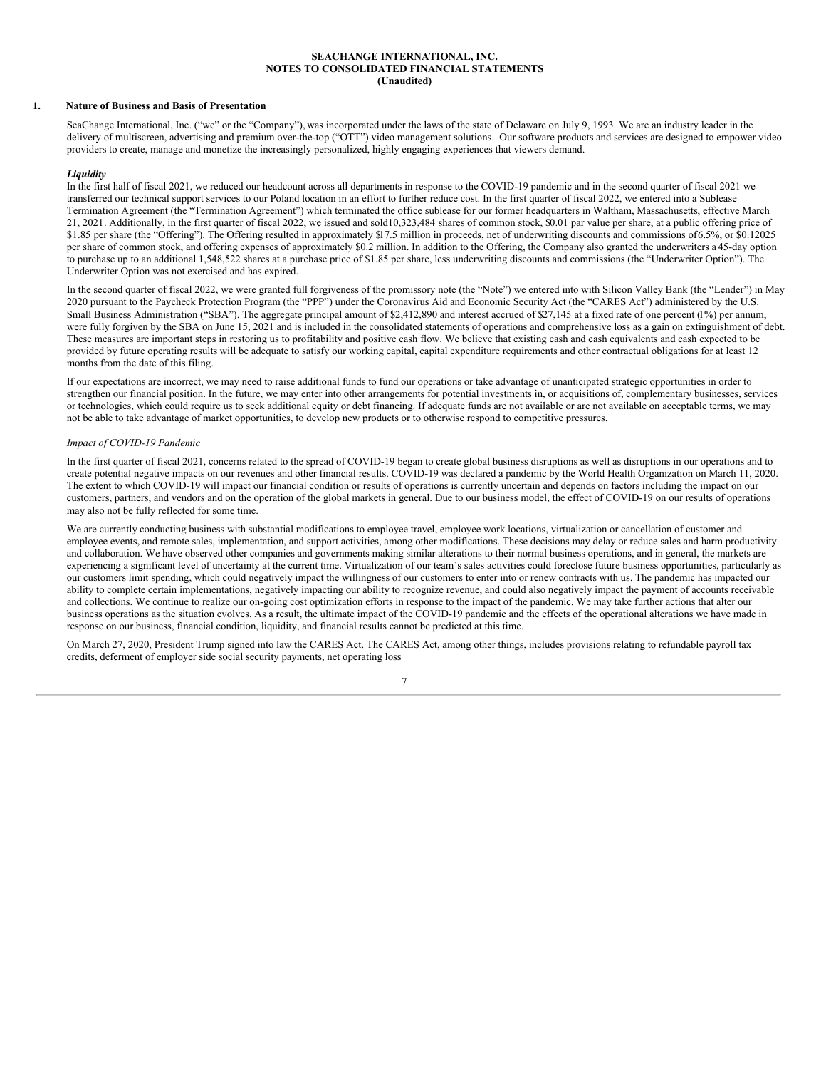**SEACHANGE INTERNATIONAL, INC.**
**NOTES TO CONSOLIDATED FINANCIAL STATEMENTS**
**(Unaudited)**

## 1. Nature of Business and Basis of Presentation

SeaChange International, Inc. ("we" or the "Company"), was incorporated under the laws of the state of Delaware on July 9, 1993. We are an industry leader in the delivery of multiscreen, advertising and premium over-the-top ("OTT") video management solutions. Our software products and services are designed to empower video providers to create, manage and monetize the increasingly personalized, highly engaging experiences that viewers demand.

***Liquidity***

In the first half of fiscal 2021, we reduced our headcount across all departments in response to the COVID-19 pandemic and in the second quarter of fiscal 2021 we transferred our technical support services to our Poland location in an effort to further reduce cost. In the first quarter of fiscal 2022, we entered into a Sublease Termination Agreement (the "Termination Agreement") which terminated the office sublease for our former headquarters in Waltham, Massachusetts, effective March 21, 2021. Additionally, in the first quarter of fiscal 2022, we issued and sold10,323,484 shares of common stock, $0.01 par value per share, at a public offering price of $1.85 per share (the "Offering"). The Offering resulted in approximately $17.5 million in proceeds, net of underwriting discounts and commissions of6.5%, or $0.12025 per share of common stock, and offering expenses of approximately $0.2 million. In addition to the Offering, the Company also granted the underwriters a 45-day option to purchase up to an additional 1,548,522 shares at a purchase price of $1.85 per share, less underwriting discounts and commissions (the "Underwriter Option"). The Underwriter Option was not exercised and has expired.

In the second quarter of fiscal 2022, we were granted full forgiveness of the promissory note (the "Note") we entered into with Silicon Valley Bank (the "Lender") in May 2020 pursuant to the Paycheck Protection Program (the "PPP") under the Coronavirus Aid and Economic Security Act (the "CARES Act") administered by the U.S. Small Business Administration ("SBA"). The aggregate principal amount of $2,412,890 and interest accrued of $27,145 at a fixed rate of one percent (1%) per annum, were fully forgiven by the SBA on June 15, 2021 and is included in the consolidated statements of operations and comprehensive loss as a gain on extinguishment of debt. These measures are important steps in restoring us to profitability and positive cash flow. We believe that existing cash and cash equivalents and cash expected to be provided by future operating results will be adequate to satisfy our working capital, capital expenditure requirements and other contractual obligations for at least 12 months from the date of this filing.

If our expectations are incorrect, we may need to raise additional funds to fund our operations or take advantage of unanticipated strategic opportunities in order to strengthen our financial position. In the future, we may enter into other arrangements for potential investments in, or acquisitions of, complementary businesses, services or technologies, which could require us to seek additional equity or debt financing. If adequate funds are not available or are not available on acceptable terms, we may not be able to take advantage of market opportunities, to develop new products or to otherwise respond to competitive pressures.

*Impact of COVID-19 Pandemic*

In the first quarter of fiscal 2021, concerns related to the spread of COVID-19 began to create global business disruptions as well as disruptions in our operations and to create potential negative impacts on our revenues and other financial results. COVID-19 was declared a pandemic by the World Health Organization on March 11, 2020. The extent to which COVID-19 will impact our financial condition or results of operations is currently uncertain and depends on factors including the impact on our customers, partners, and vendors and on the operation of the global markets in general. Due to our business model, the effect of COVID-19 on our results of operations may also not be fully reflected for some time.

We are currently conducting business with substantial modifications to employee travel, employee work locations, virtualization or cancellation of customer and employee events, and remote sales, implementation, and support activities, among other modifications. These decisions may delay or reduce sales and harm productivity and collaboration. We have observed other companies and governments making similar alterations to their normal business operations, and in general, the markets are experiencing a significant level of uncertainty at the current time. Virtualization of our team's sales activities could foreclose future business opportunities, particularly as our customers limit spending, which could negatively impact the willingness of our customers to enter into or renew contracts with us. The pandemic has impacted our ability to complete certain implementations, negatively impacting our ability to recognize revenue, and could also negatively impact the payment of accounts receivable and collections. We continue to realize our on-going cost optimization efforts in response to the impact of the pandemic. We may take further actions that alter our business operations as the situation evolves. As a result, the ultimate impact of the COVID-19 pandemic and the effects of the operational alterations we have made in response on our business, financial condition, liquidity, and financial results cannot be predicted at this time.

On March 27, 2020, President Trump signed into law the CARES Act. The CARES Act, among other things, includes provisions relating to refundable payroll tax credits, deferment of employer side social security payments, net operating loss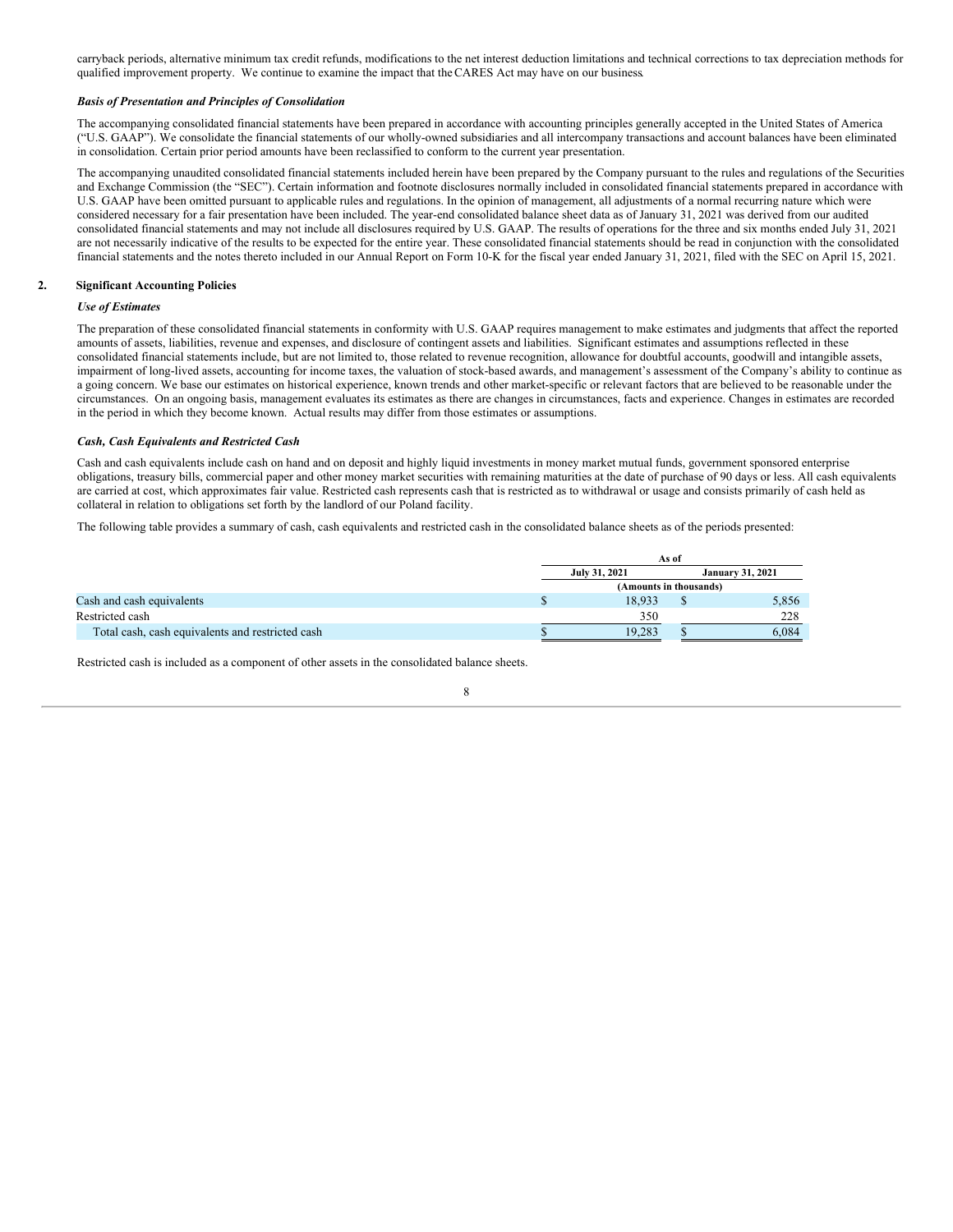carryback periods, alternative minimum tax credit refunds, modifications to the net interest deduction limitations and technical corrections to tax depreciation methods for qualified improvement property. We continue to examine the impact that the CARES Act may have on our business.

***Basis of Presentation and Principles of Consolidation***

The accompanying consolidated financial statements have been prepared in accordance with accounting principles generally accepted in the United States of America ("U.S. GAAP"). We consolidate the financial statements of our wholly-owned subsidiaries and all intercompany transactions and account balances have been eliminated in consolidation. Certain prior period amounts have been reclassified to conform to the current year presentation.

The accompanying unaudited consolidated financial statements included herein have been prepared by the Company pursuant to the rules and regulations of the Securities and Exchange Commission (the "SEC"). Certain information and footnote disclosures normally included in consolidated financial statements prepared in accordance with U.S. GAAP have been omitted pursuant to applicable rules and regulations. In the opinion of management, all adjustments of a normal recurring nature which were considered necessary for a fair presentation have been included. The year-end consolidated balance sheet data as of January 31, 2021 was derived from our audited consolidated financial statements and may not include all disclosures required by U.S. GAAP. The results of operations for the three and six months ended July 31, 2021 are not necessarily indicative of the results to be expected for the entire year. These consolidated financial statements should be read in conjunction with the consolidated financial statements and the notes thereto included in our Annual Report on Form 10-K for the fiscal year ended January 31, 2021, filed with the SEC on April 15, 2021.

## 2. Significant Accounting Policies

***Use of Estimates***

The preparation of these consolidated financial statements in conformity with U.S. GAAP requires management to make estimates and judgments that affect the reported amounts of assets, liabilities, revenue and expenses, and disclosure of contingent assets and liabilities. Significant estimates and assumptions reflected in these consolidated financial statements include, but are not limited to, those related to revenue recognition, allowance for doubtful accounts, goodwill and intangible assets, impairment of long-lived assets, accounting for income taxes, the valuation of stock-based awards, and management's assessment of the Company's ability to continue as a going concern. We base our estimates on historical experience, known trends and other market-specific or relevant factors that are believed to be reasonable under the circumstances. On an ongoing basis, management evaluates its estimates as there are changes in circumstances, facts and experience. Changes in estimates are recorded in the period in which they become known. Actual results may differ from those estimates or assumptions.

***Cash, Cash Equivalents and Restricted Cash***

Cash and cash equivalents include cash on hand and on deposit and highly liquid investments in money market mutual funds, government sponsored enterprise obligations, treasury bills, commercial paper and other money market securities with remaining maturities at the date of purchase of 90 days or less. All cash equivalents are carried at cost, which approximates fair value. Restricted cash represents cash that is restricted as to withdrawal or usage and consists primarily of cash held as collateral in relation to obligations set forth by the landlord of our Poland facility.

The following table provides a summary of cash, cash equivalents and restricted cash in the consolidated balance sheets as of the periods presented:

| | As of | |
|---|---|---|
| | **July 31, 2021** | **January 31, 2021** |
| | (Amounts in thousands) | |
| Cash and cash equivalents | $ 18,933 | $ 5,856 |
| Restricted cash | 350 | 228 |
| Total cash, cash equivalents and restricted cash | $ 19,283 | $ 6,084 |

Restricted cash is included as a component of other assets in the consolidated balance sheets.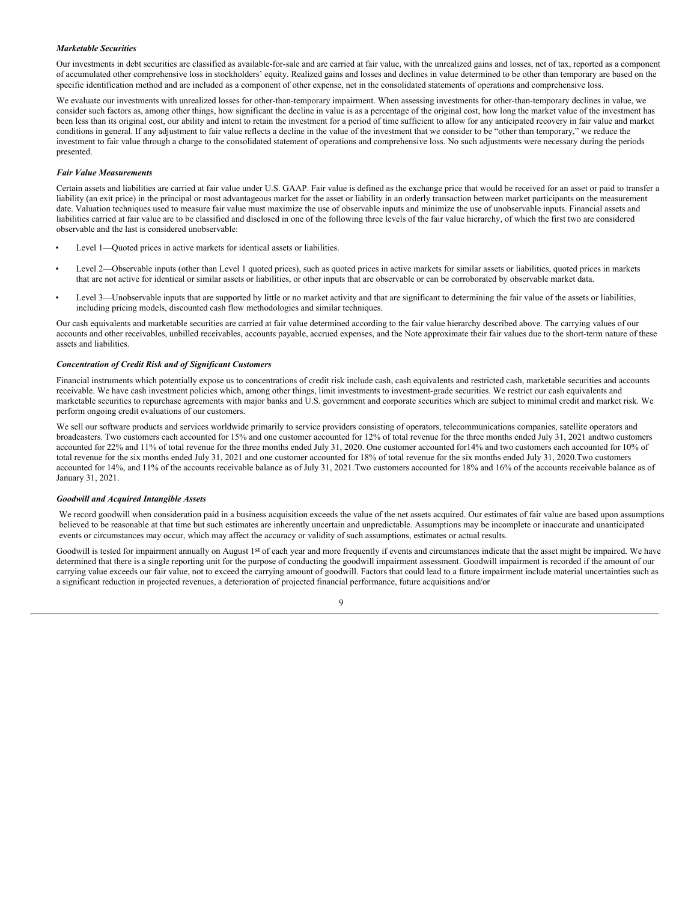### *Marketable Securities*

Our investments in debt securities are classified as available-for-sale and are carried at fair value, with the unrealized gains and losses, net of tax, reported as a component of accumulated other comprehensive loss in stockholders' equity. Realized gains and losses and declines in value determined to be other than temporary are based on the specific identification method and are included as a component of other expense, net in the consolidated statements of operations and comprehensive loss.

We evaluate our investments with unrealized losses for other-than-temporary impairment. When assessing investments for other-than-temporary declines in value, we consider such factors as, among other things, how significant the decline in value is as a percentage of the original cost, how long the market value of the investment has been less than its original cost, our ability and intent to retain the investment for a period of time sufficient to allow for any anticipated recovery in fair value and market conditions in general. If any adjustment to fair value reflects a decline in the value of the investment that we consider to be "other than temporary," we reduce the investment to fair value through a charge to the consolidated statement of operations and comprehensive loss. No such adjustments were necessary during the periods presented.

### *Fair Value Measurements*

Certain assets and liabilities are carried at fair value under U.S. GAAP. Fair value is defined as the exchange price that would be received for an asset or paid to transfer a liability (an exit price) in the principal or most advantageous market for the asset or liability in an orderly transaction between market participants on the measurement date. Valuation techniques used to measure fair value must maximize the use of observable inputs and minimize the use of unobservable inputs. Financial assets and liabilities carried at fair value are to be classified and disclosed in one of the following three levels of the fair value hierarchy, of which the first two are considered observable and the last is considered unobservable:

- Level 1—Quoted prices in active markets for identical assets or liabilities.
- Level 2—Observable inputs (other than Level 1 quoted prices), such as quoted prices in active markets for similar assets or liabilities, quoted prices in markets that are not active for identical or similar assets or liabilities, or other inputs that are observable or can be corroborated by observable market data.
- Level 3—Unobservable inputs that are supported by little or no market activity and that are significant to determining the fair value of the assets or liabilities, including pricing models, discounted cash flow methodologies and similar techniques.

Our cash equivalents and marketable securities are carried at fair value determined according to the fair value hierarchy described above. The carrying values of our accounts and other receivables, unbilled receivables, accounts payable, accrued expenses, and the Note approximate their fair values due to the short-term nature of these assets and liabilities.

### *Concentration of Credit Risk and of Significant Customers*

Financial instruments which potentially expose us to concentrations of credit risk include cash, cash equivalents and restricted cash, marketable securities and accounts receivable. We have cash investment policies which, among other things, limit investments to investment-grade securities. We restrict our cash equivalents and marketable securities to repurchase agreements with major banks and U.S. government and corporate securities which are subject to minimal credit and market risk. We perform ongoing credit evaluations of our customers.

We sell our software products and services worldwide primarily to service providers consisting of operators, telecommunications companies, satellite operators and broadcasters. Two customers each accounted for 15% and one customer accounted for 12% of total revenue for the three months ended July 31, 2021 andtwo customers accounted for 22% and 11% of total revenue for the three months ended July 31, 2020. One customer accounted for14% and two customers each accounted for 10% of total revenue for the six months ended July 31, 2021 and one customer accounted for 18% of total revenue for the six months ended July 31, 2020.Two customers accounted for 14%, and 11% of the accounts receivable balance as of July 31, 2021.Two customers accounted for 18% and 16% of the accounts receivable balance as of January 31, 2021.

### *Goodwill and Acquired Intangible Assets*

We record goodwill when consideration paid in a business acquisition exceeds the value of the net assets acquired. Our estimates of fair value are based upon assumptions believed to be reasonable at that time but such estimates are inherently uncertain and unpredictable. Assumptions may be incomplete or inaccurate and unanticipated events or circumstances may occur, which may affect the accuracy or validity of such assumptions, estimates or actual results.

Goodwill is tested for impairment annually on August 1st of each year and more frequently if events and circumstances indicate that the asset might be impaired. We have determined that there is a single reporting unit for the purpose of conducting the goodwill impairment assessment. Goodwill impairment is recorded if the amount of our carrying value exceeds our fair value, not to exceed the carrying amount of goodwill. Factors that could lead to a future impairment include material uncertainties such as a significant reduction in projected revenues, a deterioration of projected financial performance, future acquisitions and/or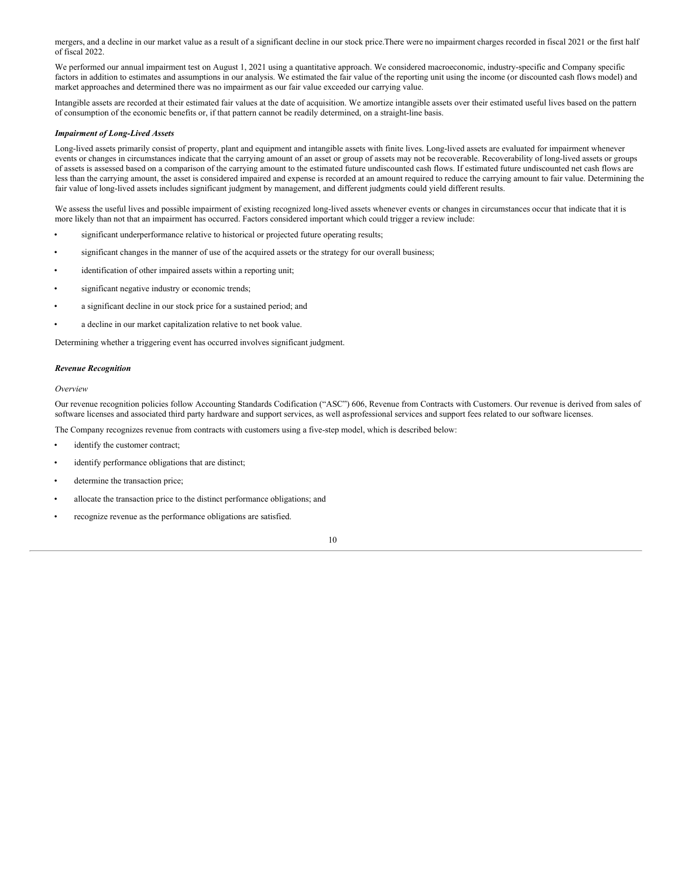mergers, and a decline in our market value as a result of a significant decline in our stock price.There were no impairment charges recorded in fiscal 2021 or the first half of fiscal 2022.

We performed our annual impairment test on August 1, 2021 using a quantitative approach. We considered macroeconomic, industry-specific and Company specific factors in addition to estimates and assumptions in our analysis. We estimated the fair value of the reporting unit using the income (or discounted cash flows model) and market approaches and determined there was no impairment as our fair value exceeded our carrying value.

Intangible assets are recorded at their estimated fair values at the date of acquisition. We amortize intangible assets over their estimated useful lives based on the pattern of consumption of the economic benefits or, if that pattern cannot be readily determined, on a straight-line basis.

***Impairment of Long-Lived Assets***

Long-lived assets primarily consist of property, plant and equipment and intangible assets with finite lives. Long-lived assets are evaluated for impairment whenever events or changes in circumstances indicate that the carrying amount of an asset or group of assets may not be recoverable. Recoverability of long-lived assets or groups of assets is assessed based on a comparison of the carrying amount to the estimated future undiscounted cash flows. If estimated future undiscounted net cash flows are less than the carrying amount, the asset is considered impaired and expense is recorded at an amount required to reduce the carrying amount to fair value. Determining the fair value of long-lived assets includes significant judgment by management, and different judgments could yield different results.

We assess the useful lives and possible impairment of existing recognized long-lived assets whenever events or changes in circumstances occur that indicate that it is more likely than not that an impairment has occurred. Factors considered important which could trigger a review include:

- significant underperformance relative to historical or projected future operating results;
- significant changes in the manner of use of the acquired assets or the strategy for our overall business;
- identification of other impaired assets within a reporting unit;
- significant negative industry or economic trends;
- a significant decline in our stock price for a sustained period; and
- a decline in our market capitalization relative to net book value.

Determining whether a triggering event has occurred involves significant judgment.

***Revenue Recognition***

*Overview*

Our revenue recognition policies follow Accounting Standards Codification ("ASC") 606, Revenue from Contracts with Customers. Our revenue is derived from sales of software licenses and associated third party hardware and support services, as well as professional services and support fees related to our software licenses.

The Company recognizes revenue from contracts with customers using a five-step model, which is described below:

- identify the customer contract;
- identify performance obligations that are distinct;
- determine the transaction price;
- allocate the transaction price to the distinct performance obligations; and
- recognize revenue as the performance obligations are satisfied.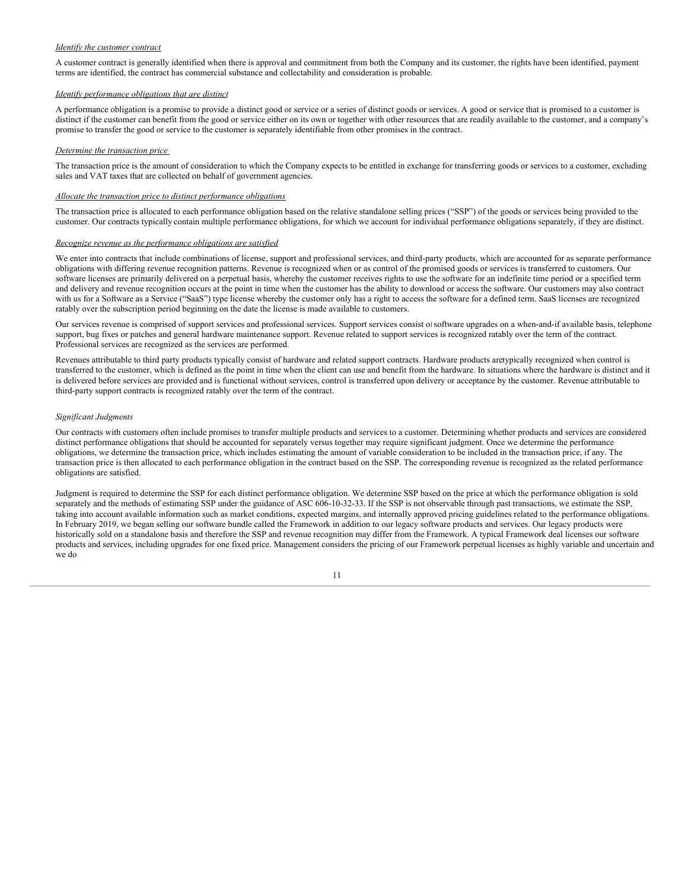*Identify the customer contract*

A customer contract is generally identified when there is approval and commitment from both the Company and its customer, the rights have been identified, payment terms are identified, the contract has commercial substance and collectability and consideration is probable.

*Identify performance obligations that are distinct*

A performance obligation is a promise to provide a distinct good or service or a series of distinct goods or services. A good or service that is promised to a customer is distinct if the customer can benefit from the good or service either on its own or together with other resources that are readily available to the customer, and a company's promise to transfer the good or service to the customer is separately identifiable from other promises in the contract.

*Determine the transaction price*

The transaction price is the amount of consideration to which the Company expects to be entitled in exchange for transferring goods or services to a customer, excluding sales and VAT taxes that are collected on behalf of government agencies.

*Allocate the transaction price to distinct performance obligations*

The transaction price is allocated to each performance obligation based on the relative standalone selling prices ("SSP") of the goods or services being provided to the customer. Our contracts typically contain multiple performance obligations, for which we account for individual performance obligations separately, if they are distinct.

*Recognize revenue as the performance obligations are satisfied*

We enter into contracts that include combinations of license, support and professional services, and third-party products, which are accounted for as separate performance obligations with differing revenue recognition patterns. Revenue is recognized when or as control of the promised goods or services is transferred to customers. Our software licenses are primarily delivered on a perpetual basis, whereby the customer receives rights to use the software for an indefinite time period or a specified term and delivery and revenue recognition occurs at the point in time when the customer has the ability to download or access the software. Our customers may also contract with us for a Software as a Service ("SaaS") type license whereby the customer only has a right to access the software for a defined term. SaaS licenses are recognized ratably over the subscription period beginning on the date the license is made available to customers.

Our services revenue is comprised of support services and professional services. Support services consist of software upgrades on a when-and-if available basis, telephone support, bug fixes or patches and general hardware maintenance support. Revenue related to support services is recognized ratably over the term of the contract. Professional services are recognized as the services are performed.

Revenues attributable to third party products typically consist of hardware and related support contracts. Hardware products aretypically recognized when control is transferred to the customer, which is defined as the point in time when the client can use and benefit from the hardware. In situations where the hardware is distinct and it is delivered before services are provided and is functional without services, control is transferred upon delivery or acceptance by the customer. Revenue attributable to third-party support contracts is recognized ratably over the term of the contract.

*Significant Judgments*

Our contracts with customers often include promises to transfer multiple products and services to a customer. Determining whether products and services are considered distinct performance obligations that should be accounted for separately versus together may require significant judgment. Once we determine the performance obligations, we determine the transaction price, which includes estimating the amount of variable consideration to be included in the transaction price, if any. The transaction price is then allocated to each performance obligation in the contract based on the SSP. The corresponding revenue is recognized as the related performance obligations are satisfied.

Judgment is required to determine the SSP for each distinct performance obligation. We determine SSP based on the price at which the performance obligation is sold separately and the methods of estimating SSP under the guidance of ASC 606-10-32-33. If the SSP is not observable through past transactions, we estimate the SSP, taking into account available information such as market conditions, expected margins, and internally approved pricing guidelines related to the performance obligations. In February 2019, we began selling our software bundle called the Framework in addition to our legacy software products and services. Our legacy products were historically sold on a standalone basis and therefore the SSP and revenue recognition may differ from the Framework. A typical Framework deal licenses our software products and services, including upgrades for one fixed price. Management considers the pricing of our Framework perpetual licenses as highly variable and uncertain and we do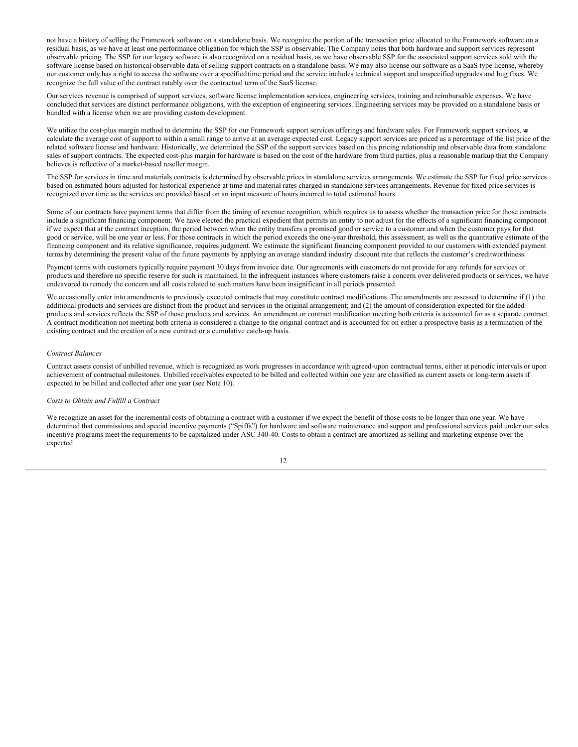not have a history of selling the Framework software on a standalone basis. We recognize the portion of the transaction price allocated to the Framework software on a residual basis, as we have at least one performance obligation for which the SSP is observable. The Company notes that both hardware and support services represent observable pricing. The SSP for our legacy software is also recognized on a residual basis, as we have observable SSP for the associated support services sold with the software license based on historical observable data of selling support contracts on a standalone basis. We may also license our software as a SaaS type license, whereby our customer only has a right to access the software over a specified time period and the service includes technical support and unspecified upgrades and bug fixes. We recognize the full value of the contract ratably over the contractual term of the SaaS license.

Our services revenue is comprised of support services, software license implementation services, engineering services, training and reimbursable expenses. We have concluded that services are distinct performance obligations, with the exception of engineering services. Engineering services may be provided on a standalone basis or bundled with a license when we are providing custom development.

We utilize the cost-plus margin method to determine the SSP for our Framework support services offerings and hardware sales. For Framework support services, we calculate the average cost of support to within a small range to arrive at an average expected cost. Legacy support services are priced as a percentage of the list price of the related software license and hardware. Historically, we determined the SSP of the support services based on this pricing relationship and observable data from standalone sales of support contracts. The expected cost-plus margin for hardware is based on the cost of the hardware from third parties, plus a reasonable markup that the Company believes is reflective of a market-based reseller margin.

The SSP for services in time and materials contracts is determined by observable prices in standalone services arrangements. We estimate the SSP for fixed price services based on estimated hours adjusted for historical experience at time and material rates charged in standalone services arrangements. Revenue for fixed price services is recognized over time as the services are provided based on an input measure of hours incurred to total estimated hours.

Some of our contracts have payment terms that differ from the timing of revenue recognition, which requires us to assess whether the transaction price for those contracts include a significant financing component. We have elected the practical expedient that permits an entity to not adjust for the effects of a significant financing component if we expect that at the contract inception, the period between when the entity transfers a promised good or service to a customer and when the customer pays for that good or service, will be one year or less. For those contracts in which the period exceeds the one-year threshold, this assessment, as well as the quantitative estimate of the financing component and its relative significance, requires judgment. We estimate the significant financing component provided to our customers with extended payment terms by determining the present value of the future payments by applying an average standard industry discount rate that reflects the customer's creditworthiness.

Payment terms with customers typically require payment 30 days from invoice date. Our agreements with customers do not provide for any refunds for services or products and therefore no specific reserve for such is maintained. In the infrequent instances where customers raise a concern over delivered products or services, we have endeavored to remedy the concern and all costs related to such matters have been insignificant in all periods presented.

We occasionally enter into amendments to previously executed contracts that may constitute contract modifications. The amendments are assessed to determine if (1) the additional products and services are distinct from the product and services in the original arrangement; and (2) the amount of consideration expected for the added products and services reflects the SSP of those products and services. An amendment or contract modification meeting both criteria is accounted for as a separate contract. A contract modification not meeting both criteria is considered a change to the original contract and is accounted for on either a prospective basis as a termination of the existing contract and the creation of a new contract or a cumulative catch-up basis.

*Contract Balances*

Contract assets consist of unbilled revenue, which is recognized as work progresses in accordance with agreed-upon contractual terms, either at periodic intervals or upon achievement of contractual milestones. Unbilled receivables expected to be billed and collected within one year are classified as current assets or long-term assets if expected to be billed and collected after one year (see Note 10).

*Costs to Obtain and Fulfill a Contract*

We recognize an asset for the incremental costs of obtaining a contract with a customer if we expect the benefit of those costs to be longer than one year. We have determined that commissions and special incentive payments ("Spiffs") for hardware and software maintenance and support and professional services paid under our sales incentive programs meet the requirements to be capitalized under ASC 340-40. Costs to obtain a contract are amortized as selling and marketing expense over the expected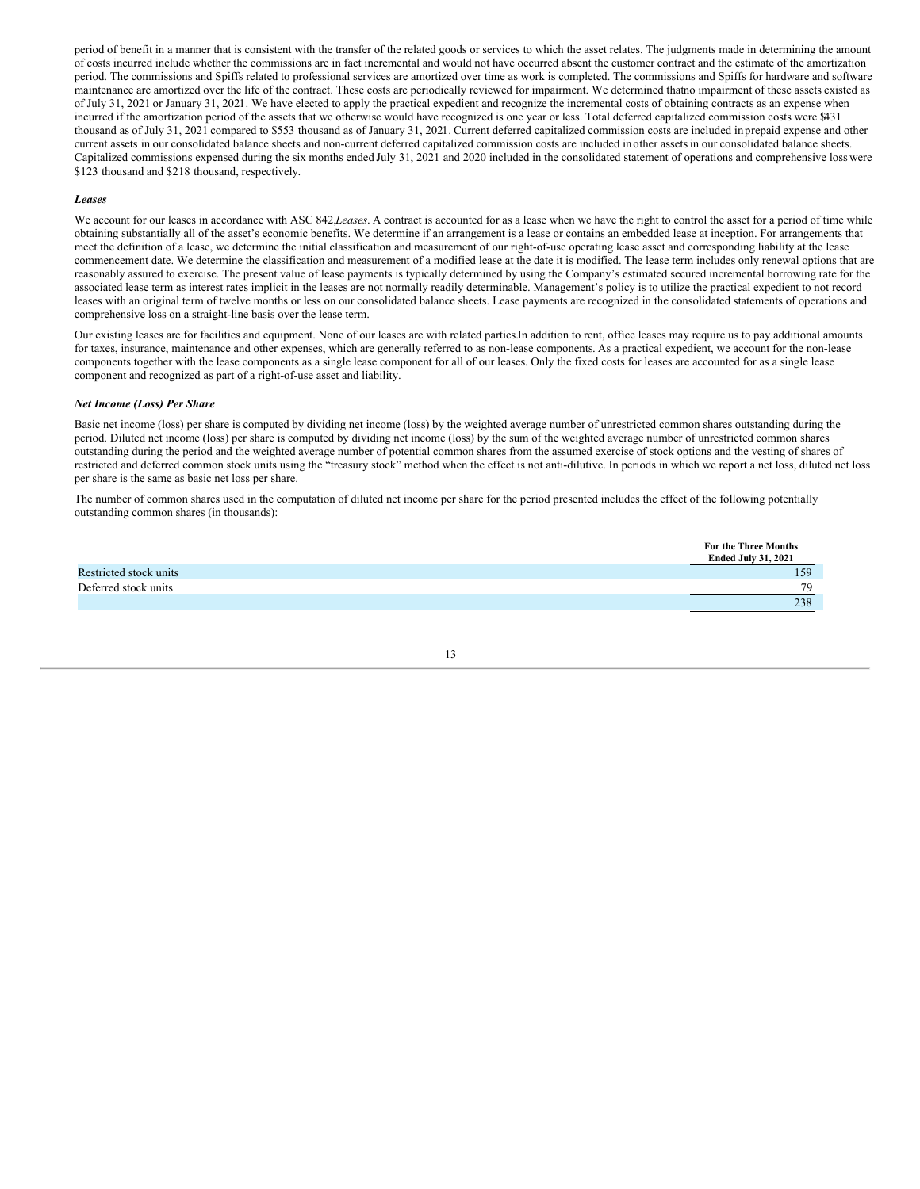period of benefit in a manner that is consistent with the transfer of the related goods or services to which the asset relates. The judgments made in determining the amount of costs incurred include whether the commissions are in fact incremental and would not have occurred absent the customer contract and the estimate of the amortization period. The commissions and Spiffs related to professional services are amortized over time as work is completed. The commissions and Spiffs for hardware and software maintenance are amortized over the life of the contract. These costs are periodically reviewed for impairment. We determined thatno impairment of these assets existed as of July 31, 2021 or January 31, 2021. We have elected to apply the practical expedient and recognize the incremental costs of obtaining contracts as an expense when incurred if the amortization period of the assets that we otherwise would have recognized is one year or less. Total deferred capitalized commission costs were $431 thousand as of July 31, 2021 compared to $553 thousand as of January 31, 2021. Current deferred capitalized commission costs are included inprepaid expense and other current assets in our consolidated balance sheets and non-current deferred capitalized commission costs are included inother assets in our consolidated balance sheets. Capitalized commissions expensed during the six months ended July 31, 2021 and 2020 included in the consolidated statement of operations and comprehensive loss were $123 thousand and $218 thousand, respectively.

***Leases***

We account for our leases in accordance with ASC 842,*Leases*. A contract is accounted for as a lease when we have the right to control the asset for a period of time while obtaining substantially all of the asset's economic benefits. We determine if an arrangement is a lease or contains an embedded lease at inception. For arrangements that meet the definition of a lease, we determine the initial classification and measurement of our right-of-use operating lease asset and corresponding liability at the lease commencement date. We determine the classification and measurement of a modified lease at the date it is modified. The lease term includes only renewal options that are reasonably assured to exercise. The present value of lease payments is typically determined by using the Company's estimated secured incremental borrowing rate for the associated lease term as interest rates implicit in the leases are not normally readily determinable. Management's policy is to utilize the practical expedient to not record leases with an original term of twelve months or less on our consolidated balance sheets. Lease payments are recognized in the consolidated statements of operations and comprehensive loss on a straight-line basis over the lease term.

Our existing leases are for facilities and equipment. None of our leases are with related parties.In addition to rent, office leases may require us to pay additional amounts for taxes, insurance, maintenance and other expenses, which are generally referred to as non-lease components. As a practical expedient, we account for the non-lease components together with the lease components as a single lease component for all of our leases. Only the fixed costs for leases are accounted for as a single lease component and recognized as part of a right-of-use asset and liability.

***Net Income (Loss) Per Share***

Basic net income (loss) per share is computed by dividing net income (loss) by the weighted average number of unrestricted common shares outstanding during the period. Diluted net income (loss) per share is computed by dividing net income (loss) by the sum of the weighted average number of unrestricted common shares outstanding during the period and the weighted average number of potential common shares from the assumed exercise of stock options and the vesting of shares of restricted and deferred common stock units using the "treasury stock" method when the effect is not anti-dilutive. In periods in which we report a net loss, diluted net loss per share is the same as basic net loss per share.

The number of common shares used in the computation of diluted net income per share for the period presented includes the effect of the following potentially outstanding common shares (in thousands):

| | For the Three Months Ended July 31, 2021 |
|---|---|
| Restricted stock units | 159 |
| Deferred stock units | 79 |
| | 238 |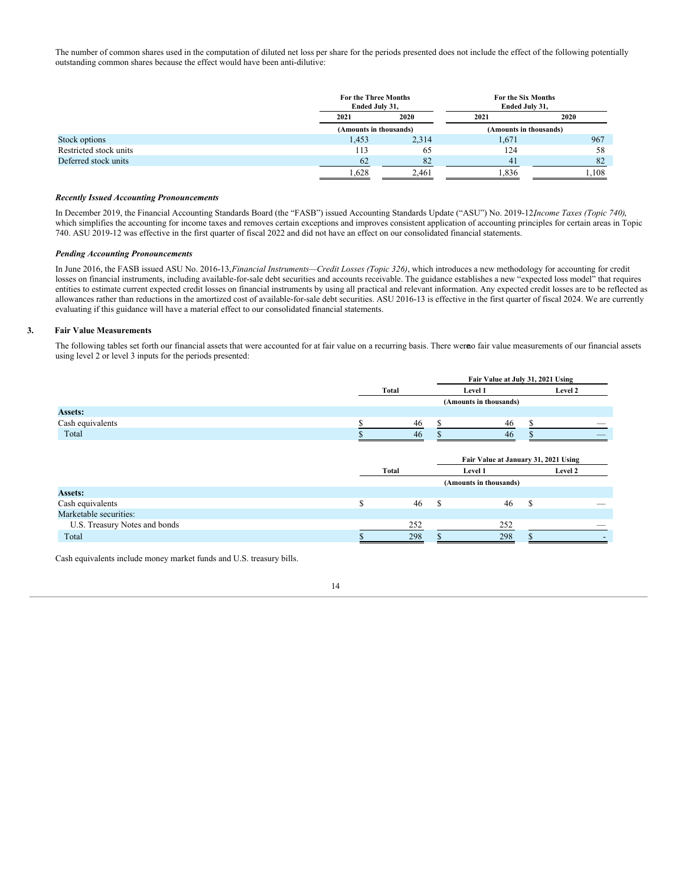The number of common shares used in the computation of diluted net loss per share for the periods presented does not include the effect of the following potentially outstanding common shares because the effect would have been anti-dilutive:

| | For the Three Months Ended July 31, | | For the Six Months Ended July 31, | |
|---|---|---|---|---|
| | 2021 | 2020 | 2021 | 2020 |
| | (Amounts in thousands) | | (Amounts in thousands) | |
| Stock options | 1,453 | 2,314 | 1,671 | 967 |
| Restricted stock units | 113 | 65 | 124 | 58 |
| Deferred stock units | 62 | 82 | 41 | 82 |
| | 1,628 | 2,461 | 1,836 | 1,108 |

***Recently Issued Accounting Pronouncements***

In December 2019, the Financial Accounting Standards Board (the "FASB") issued Accounting Standards Update ("ASU") No. 2019-12, *Income Taxes (Topic 740)*, which simplifies the accounting for income taxes and removes certain exceptions and improves consistent application of accounting principles for certain areas in Topic 740. ASU 2019-12 was effective in the first quarter of fiscal 2022 and did not have an effect on our consolidated financial statements.

***Pending Accounting Pronouncements***

In June 2016, the FASB issued ASU No. 2016-13, *Financial Instruments—Credit Losses (Topic 326)*, which introduces a new methodology for accounting for credit losses on financial instruments, including available-for-sale debt securities and accounts receivable. The guidance establishes a new "expected loss model" that requires entities to estimate current expected credit losses on financial instruments by using all practical and relevant information. Any expected credit losses are to be reflected as allowances rather than reductions in the amortized cost of available-for-sale debt securities. ASU 2016-13 is effective in the first quarter of fiscal 2024. We are currently evaluating if this guidance will have a material effect to our consolidated financial statements.

## 3. Fair Value Measurements

The following tables set forth our financial assets that were accounted for at fair value on a recurring basis. There were no fair value measurements of our financial assets using level 2 or level 3 inputs for the periods presented:

| | Total | Fair Value at July 31, 2021 Using | |
|---|---|---|---|
| | | Level 1 | Level 2 |
| | | (Amounts in thousands) | |
| **Assets:** | | | |
| Cash equivalents | $ 46 | $ 46 | $ — |
| Total | $ 46 | $ 46 | $ — |

| | Total | Fair Value at January 31, 2021 Using | |
|---|---|---|---|
| | | Level 1 | Level 2 |
| | | (Amounts in thousands) | |
| **Assets:** | | | |
| Cash equivalents | $ 46 | $ 46 | $ — |
| Marketable securities: | | | |
| U.S. Treasury Notes and bonds | 252 | 252 | — |
| Total | $ 298 | $ 298 | $ - |

Cash equivalents include money market funds and U.S. treasury bills.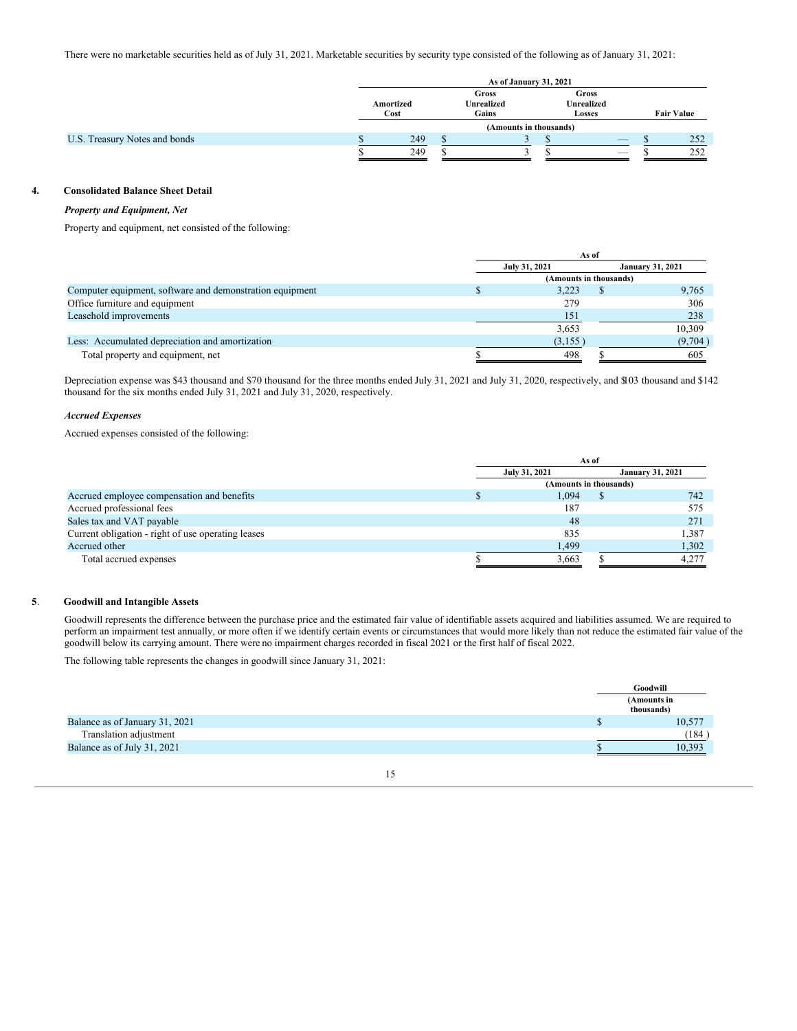There were no marketable securities held as of July 31, 2021. Marketable securities by security type consisted of the following as of January 31, 2021:

| | As of January 31, 2021 | | | |
|---|---|---|---|---|
| | Amortized Cost | Gross Unrealized Gains | Gross Unrealized Losses | Fair Value |
| | (Amounts in thousands) | | | |
| U.S. Treasury Notes and bonds | $ 249 | $ 3 | $ — | $ 252 |
| | $ 249 | $ 3 | $ — | $ 252 |

## 4. Consolidated Balance Sheet Detail

***Property and Equipment, Net***

Property and equipment, net consisted of the following:

| | As of | |
|---|---|---|
| | July 31, 2021 | January 31, 2021 |
| | (Amounts in thousands) | |
| Computer equipment, software and demonstration equipment | $ 3,223 | $ 9,765 |
| Office furniture and equipment | 279 | 306 |
| Leasehold improvements | 151 | 238 |
| | 3,653 | 10,309 |
| Less: Accumulated depreciation and amortization | (3,155 ) | (9,704 ) |
| Total property and equipment, net | $ 498 | $ 605 |

Depreciation expense was $43 thousand and $70 thousand for the three months ended July 31, 2021 and July 31, 2020, respectively, and $103 thousand and $142 thousand for the six months ended July 31, 2021 and July 31, 2020, respectively.

***Accrued Expenses***

Accrued expenses consisted of the following:

| | As of | |
|---|---|---|
| | July 31, 2021 | January 31, 2021 |
| | (Amounts in thousands) | |
| Accrued employee compensation and benefits | $ 1,094 | $ 742 |
| Accrued professional fees | 187 | 575 |
| Sales tax and VAT payable | 48 | 271 |
| Current obligation - right of use operating leases | 835 | 1,387 |
| Accrued other | 1,499 | 1,302 |
| Total accrued expenses | $ 3,663 | $ 4,277 |

## 5. Goodwill and Intangible Assets

Goodwill represents the difference between the purchase price and the estimated fair value of identifiable assets acquired and liabilities assumed. We are required to perform an impairment test annually, or more often if we identify certain events or circumstances that would more likely than not reduce the estimated fair value of the goodwill below its carrying amount. There were no impairment charges recorded in fiscal 2021 or the first half of fiscal 2022.

The following table represents the changes in goodwill since January 31, 2021:

| | Goodwill |
|---|---|
| | (Amounts in thousands) |
| Balance as of January 31, 2021 | $ 10,577 |
| Translation adjustment | (184 ) |
| Balance as of July 31, 2021 | $ 10,393 |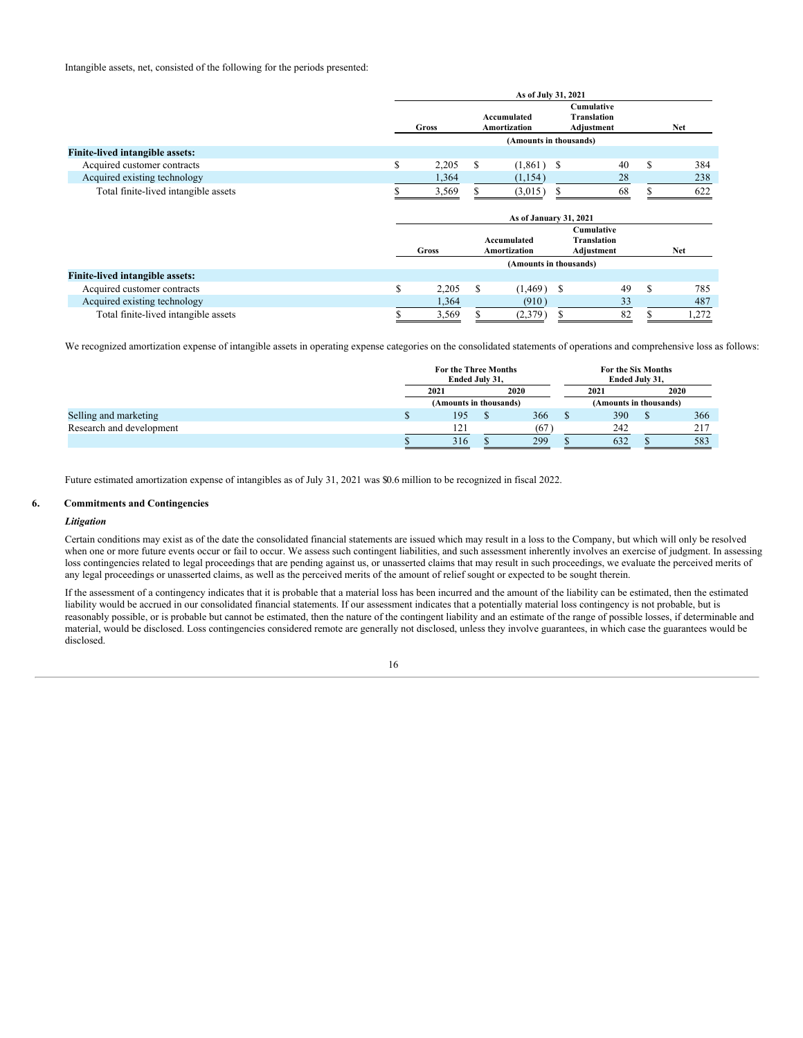Intangible assets, net, consisted of the following for the periods presented:

| | As of July 31, 2021 | | | |
|---|---|---|---|---|
| | Gross | Accumulated Amortization | Cumulative Translation Adjustment | Net |
| | (Amounts in thousands) | | | |
| **Finite-lived intangible assets:** | | | | |
| Acquired customer contracts | $ 2,205 | $ (1,861) | $ 40 | $ 384 |
| Acquired existing technology | 1,364 | (1,154) | 28 | 238 |
| Total finite-lived intangible assets | $ 3,569 | $ (3,015) | $ 68 | $ 622 |

| | As of January 31, 2021 | | | |
|---|---|---|---|---|
| | Gross | Accumulated Amortization | Cumulative Translation Adjustment | Net |
| | (Amounts in thousands) | | | |
| **Finite-lived intangible assets:** | | | | |
| Acquired customer contracts | $ 2,205 | $ (1,469) | $ 49 | $ 785 |
| Acquired existing technology | 1,364 | (910) | 33 | 487 |
| Total finite-lived intangible assets | $ 3,569 | $ (2,379) | $ 82 | $ 1,272 |

We recognized amortization expense of intangible assets in operating expense categories on the consolidated statements of operations and comprehensive loss as follows:

| | For the Three Months Ended July 31, | | For the Six Months Ended July 31, | |
|---|---|---|---|---|
| | 2021 | 2020 | 2021 | 2020 |
| | (Amounts in thousands) | | (Amounts in thousands) | |
| Selling and marketing | $ 195 | $ 366 | $ 390 | $ 366 |
| Research and development | 121 | (67) | 242 | 217 |
| | $ 316 | $ 299 | $ 632 | $ 583 |

Future estimated amortization expense of intangibles as of July 31, 2021 was $0.6 million to be recognized in fiscal 2022.

## 6. Commitments and Contingencies

### *Litigation*

Certain conditions may exist as of the date the consolidated financial statements are issued which may result in a loss to the Company, but which will only be resolved when one or more future events occur or fail to occur. We assess such contingent liabilities, and such assessment inherently involves an exercise of judgment. In assessing loss contingencies related to legal proceedings that are pending against us, or unasserted claims that may result in such proceedings, we evaluate the perceived merits of any legal proceedings or unasserted claims, as well as the perceived merits of the amount of relief sought or expected to be sought therein.

If the assessment of a contingency indicates that it is probable that a material loss has been incurred and the amount of the liability can be estimated, then the estimated liability would be accrued in our consolidated financial statements. If our assessment indicates that a potentially material loss contingency is not probable, but is reasonably possible, or is probable but cannot be estimated, then the nature of the contingent liability and an estimate of the range of possible losses, if determinable and material, would be disclosed. Loss contingencies considered remote are generally not disclosed, unless they involve guarantees, in which case the guarantees would be disclosed.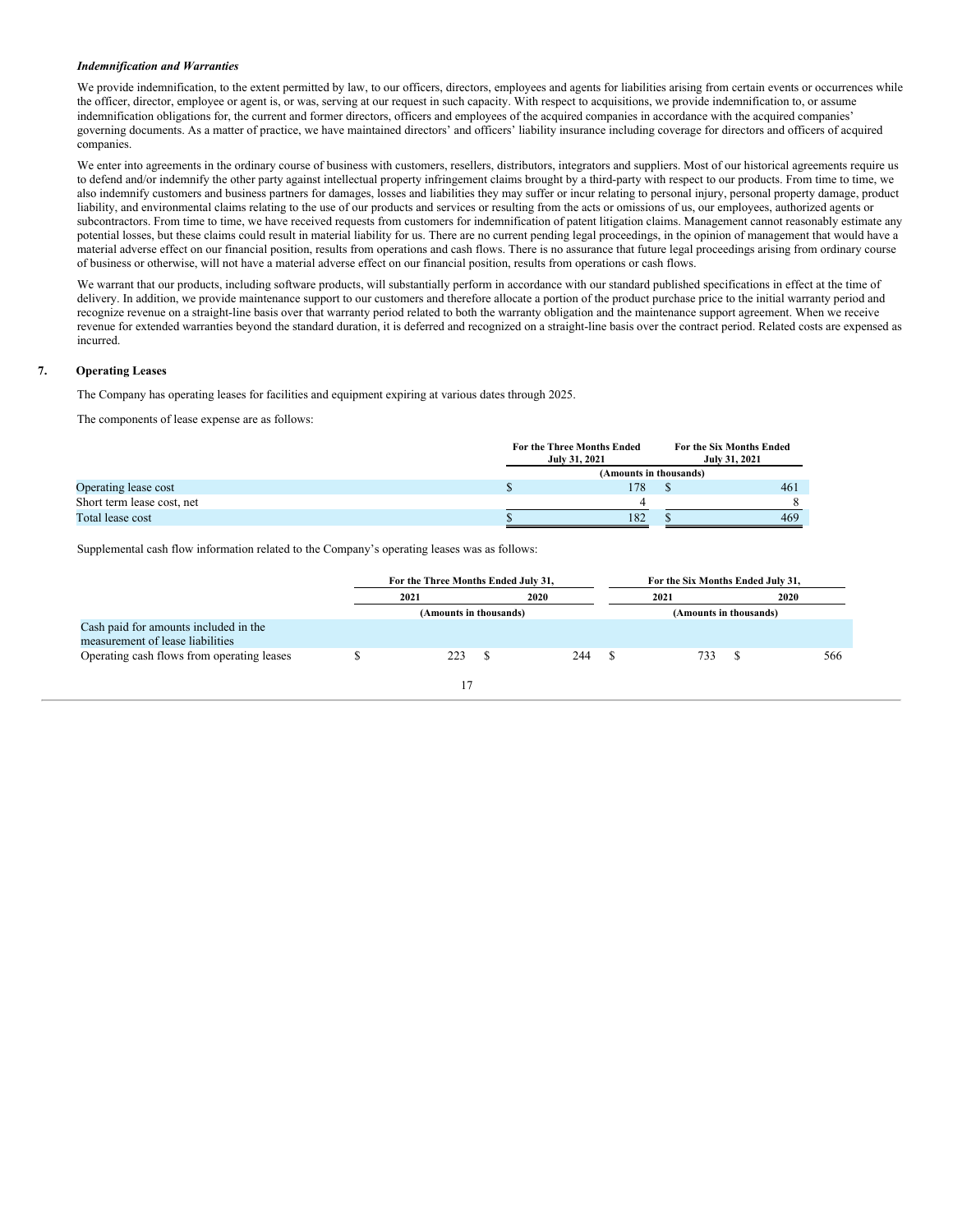***Indemnification and Warranties***

We provide indemnification, to the extent permitted by law, to our officers, directors, employees and agents for liabilities arising from certain events or occurrences while the officer, director, employee or agent is, or was, serving at our request in such capacity. With respect to acquisitions, we provide indemnification to, or assume indemnification obligations for, the current and former directors, officers and employees of the acquired companies in accordance with the acquired companies' governing documents. As a matter of practice, we have maintained directors' and officers' liability insurance including coverage for directors and officers of acquired companies.

We enter into agreements in the ordinary course of business with customers, resellers, distributors, integrators and suppliers. Most of our historical agreements require us to defend and/or indemnify the other party against intellectual property infringement claims brought by a third-party with respect to our products. From time to time, we also indemnify customers and business partners for damages, losses and liabilities they may suffer or incur relating to personal injury, personal property damage, product liability, and environmental claims relating to the use of our products and services or resulting from the acts or omissions of us, our employees, authorized agents or subcontractors. From time to time, we have received requests from customers for indemnification of patent litigation claims. Management cannot reasonably estimate any potential losses, but these claims could result in material liability for us. There are no current pending legal proceedings, in the opinion of management that would have a material adverse effect on our financial position, results from operations and cash flows. There is no assurance that future legal proceedings arising from ordinary course of business or otherwise, will not have a material adverse effect on our financial position, results from operations or cash flows.

We warrant that our products, including software products, will substantially perform in accordance with our standard published specifications in effect at the time of delivery. In addition, we provide maintenance support to our customers and therefore allocate a portion of the product purchase price to the initial warranty period and recognize revenue on a straight-line basis over that warranty period related to both the warranty obligation and the maintenance support agreement. When we receive revenue for extended warranties beyond the standard duration, it is deferred and recognized on a straight-line basis over the contract period. Related costs are expensed as incurred.

## 7. Operating Leases

The Company has operating leases for facilities and equipment expiring at various dates through 2025.

The components of lease expense are as follows:

| | For the Three Months Ended July 31, 2021 | For the Six Months Ended July 31, 2021 |
|---|---|---|
| | (Amounts in thousands) | |
| Operating lease cost | $ 178 | $ 461 |
| Short term lease cost, net | 4 | 8 |
| Total lease cost | $ 182 | $ 469 |

Supplemental cash flow information related to the Company's operating leases was as follows:

| | For the Three Months Ended July 31, | | For the Six Months Ended July 31, | |
|---|---|---|---|---|
| | 2021 | 2020 | 2021 | 2020 |
| | (Amounts in thousands) | | (Amounts in thousands) | |
| Cash paid for amounts included in the measurement of lease liabilities | | | | |
| Operating cash flows from operating leases | $ 223 | $ 244 | $ 733 | $ 566 |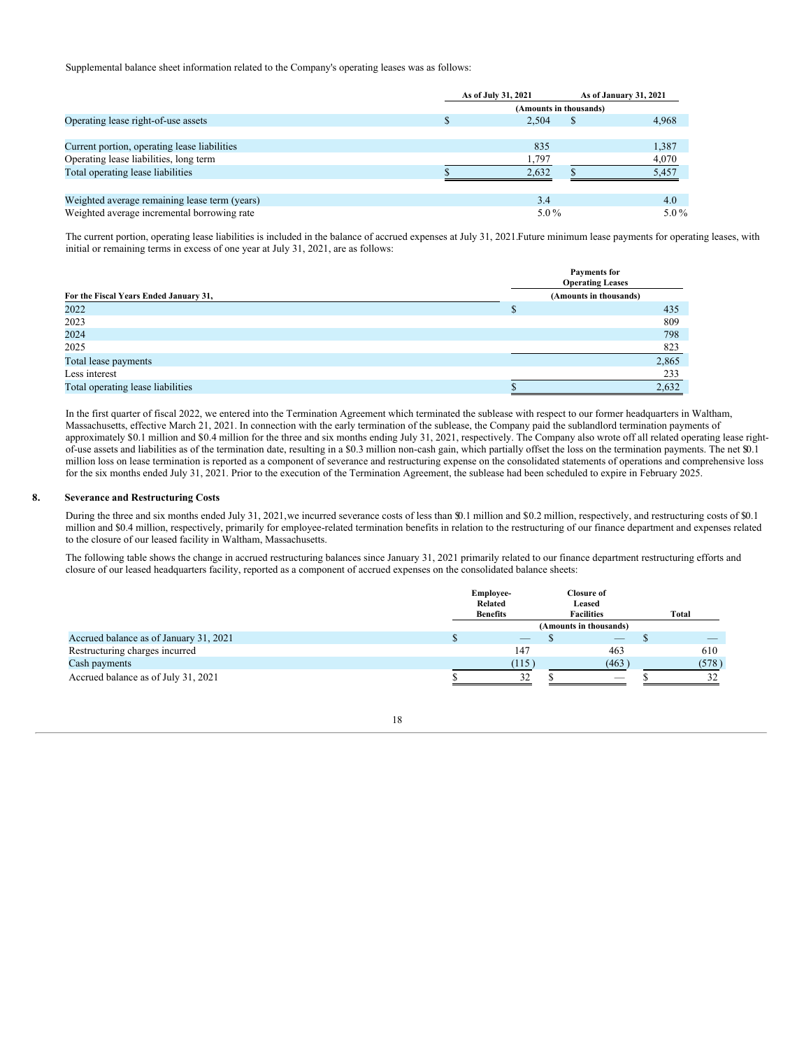Supplemental balance sheet information related to the Company's operating leases was as follows:

| | As of July 31, 2021 | As of January 31, 2021 |
|---|---|---|
| | (Amounts in thousands) | |
| Operating lease right-of-use assets | $ 2,504 | $ 4,968 |
| | | |
| Current portion, operating lease liabilities | 835 | 1,387 |
| Operating lease liabilities, long term | 1,797 | 4,070 |
| Total operating lease liabilities | $ 2,632 | $ 5,457 |
| | | |
| Weighted average remaining lease term (years) | 3.4 | 4.0 |
| Weighted average incremental borrowing rate | 5.0 % | 5.0 % |

The current portion, operating lease liabilities is included in the balance of accrued expenses at July 31, 2021.Future minimum lease payments for operating leases, with initial or remaining terms in excess of one year at July 31, 2021, are as follows:

| For the Fiscal Years Ended January 31, | Payments for Operating Leases |
|---|---|
| | (Amounts in thousands) |
| 2022 | $ 435 |
| 2023 | 809 |
| 2024 | 798 |
| 2025 | 823 |
| Total lease payments | 2,865 |
| Less interest | 233 |
| Total operating lease liabilities | $ 2,632 |

In the first quarter of fiscal 2022, we entered into the Termination Agreement which terminated the sublease with respect to our former headquarters in Waltham, Massachusetts, effective March 21, 2021. In connection with the early termination of the sublease, the Company paid the sublandlord termination payments of approximately $0.1 million and $0.4 million for the three and six months ending July 31, 2021, respectively. The Company also wrote off all related operating lease right-of-use assets and liabilities as of the termination date, resulting in a $0.3 million non-cash gain, which partially offset the loss on the termination payments. The net $0.1 million loss on lease termination is reported as a component of severance and restructuring expense on the consolidated statements of operations and comprehensive loss for the six months ended July 31, 2021. Prior to the execution of the Termination Agreement, the sublease had been scheduled to expire in February 2025.

## 8. Severance and Restructuring Costs

During the three and six months ended July 31, 2021,we incurred severance costs of less than $0.1 million and $0.2 million, respectively, and restructuring costs of $0.1 million and $0.4 million, respectively, primarily for employee-related termination benefits in relation to the restructuring of our finance department and expenses related to the closure of our leased facility in Waltham, Massachusetts.

The following table shows the change in accrued restructuring balances since January 31, 2021 primarily related to our finance department restructuring efforts and closure of our leased headquarters facility, reported as a component of accrued expenses on the consolidated balance sheets:

| | Employee-Related Benefits | Closure of Leased Facilities | Total |
|---|---|---|---|
| | (Amounts in thousands) | | |
| Accrued balance as of January 31, 2021 | $ — | $ — | $ — |
| Restructuring charges incurred | 147 | 463 | 610 |
| Cash payments | (115 ) | (463 ) | (578 ) |
| Accrued balance as of July 31, 2021 | $ 32 | $ — | $ 32 |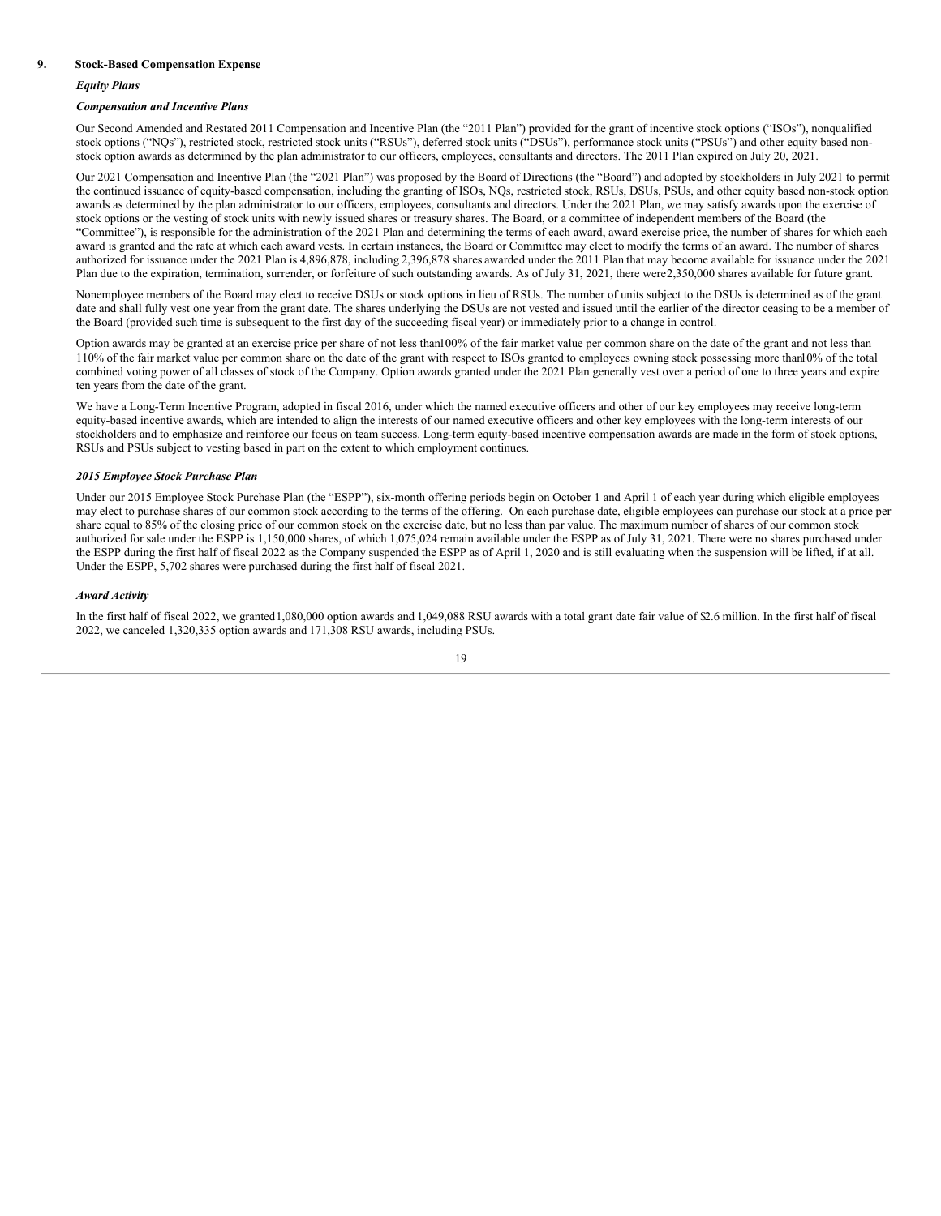## 9. Stock-Based Compensation Expense

### *Equity Plans*

### *Compensation and Incentive Plans*

Our Second Amended and Restated 2011 Compensation and Incentive Plan (the "2011 Plan") provided for the grant of incentive stock options ("ISOs"), nonqualified stock options ("NQs"), restricted stock, restricted stock units ("RSUs"), deferred stock units ("DSUs"), performance stock units ("PSUs") and other equity based non-stock option awards as determined by the plan administrator to our officers, employees, consultants and directors. The 2011 Plan expired on July 20, 2021.

Our 2021 Compensation and Incentive Plan (the "2021 Plan") was proposed by the Board of Directions (the "Board") and adopted by stockholders in July 2021 to permit the continued issuance of equity-based compensation, including the granting of ISOs, NQs, restricted stock, RSUs, DSUs, PSUs, and other equity based non-stock option awards as determined by the plan administrator to our officers, employees, consultants and directors. Under the 2021 Plan, we may satisfy awards upon the exercise of stock options or the vesting of stock units with newly issued shares or treasury shares. The Board, or a committee of independent members of the Board (the "Committee"), is responsible for the administration of the 2021 Plan and determining the terms of each award, award exercise price, the number of shares for which each award is granted and the rate at which each award vests. In certain instances, the Board or Committee may elect to modify the terms of an award. The number of shares authorized for issuance under the 2021 Plan is 4,896,878, including 2,396,878 shares awarded under the 2011 Plan that may become available for issuance under the 2021 Plan due to the expiration, termination, surrender, or forfeiture of such outstanding awards. As of July 31, 2021, there were 2,350,000 shares available for future grant.

Nonemployee members of the Board may elect to receive DSUs or stock options in lieu of RSUs. The number of units subject to the DSUs is determined as of the grant date and shall fully vest one year from the grant date. The shares underlying the DSUs are not vested and issued until the earlier of the director ceasing to be a member of the Board (provided such time is subsequent to the first day of the succeeding fiscal year) or immediately prior to a change in control.

Option awards may be granted at an exercise price per share of not less than 100% of the fair market value per common share on the date of the grant and not less than 110% of the fair market value per common share on the date of the grant with respect to ISOs granted to employees owning stock possessing more than 10% of the total combined voting power of all classes of stock of the Company. Option awards granted under the 2021 Plan generally vest over a period of one to three years and expire ten years from the date of the grant.

We have a Long-Term Incentive Program, adopted in fiscal 2016, under which the named executive officers and other of our key employees may receive long-term equity-based incentive awards, which are intended to align the interests of our named executive officers and other key employees with the long-term interests of our stockholders and to emphasize and reinforce our focus on team success. Long-term equity-based incentive compensation awards are made in the form of stock options, RSUs and PSUs subject to vesting based in part on the extent to which employment continues.

### *2015 Employee Stock Purchase Plan*

Under our 2015 Employee Stock Purchase Plan (the "ESPP"), six-month offering periods begin on October 1 and April 1 of each year during which eligible employees may elect to purchase shares of our common stock according to the terms of the offering. On each purchase date, eligible employees can purchase our stock at a price per share equal to 85% of the closing price of our common stock on the exercise date, but no less than par value. The maximum number of shares of our common stock authorized for sale under the ESPP is 1,150,000 shares, of which 1,075,024 remain available under the ESPP as of July 31, 2021. There were no shares purchased under the ESPP during the first half of fiscal 2022 as the Company suspended the ESPP as of April 1, 2020 and is still evaluating when the suspension will be lifted, if at all. Under the ESPP, 5,702 shares were purchased during the first half of fiscal 2021.

### *Award Activity*

In the first half of fiscal 2022, we granted 1,080,000 option awards and 1,049,088 RSU awards with a total grant date fair value of $2.6 million. In the first half of fiscal 2022, we canceled 1,320,335 option awards and 171,308 RSU awards, including PSUs.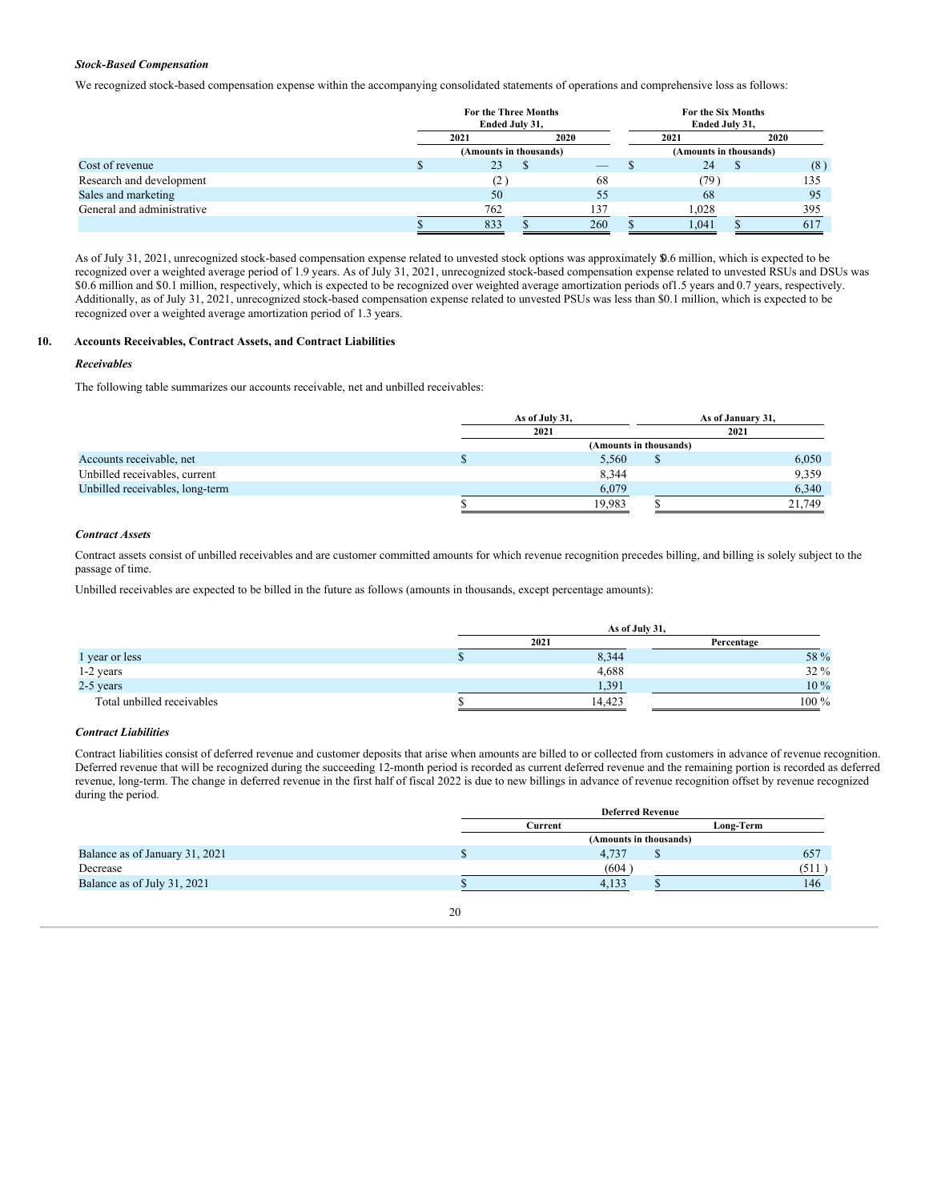***Stock-Based Compensation***

We recognized stock-based compensation expense within the accompanying consolidated statements of operations and comprehensive loss as follows:

| | For the Three Months Ended July 31, | | For the Six Months Ended July 31, | |
|---|---|---|---|---|
| | 2021 | 2020 | 2021 | 2020 |
| | (Amounts in thousands) | | (Amounts in thousands) | |
| Cost of revenue | $ 23 | $ — | $ 24 | $ (8) |
| Research and development | (2) | 68 | (79) | 135 |
| Sales and marketing | 50 | 55 | 68 | 95 |
| General and administrative | 762 | 137 | 1,028 | 395 |
| | $ 833 | $ 260 | $ 1,041 | $ 617 |

As of July 31, 2021, unrecognized stock-based compensation expense related to unvested stock options was approximately $0.6 million, which is expected to be recognized over a weighted average period of 1.9 years. As of July 31, 2021, unrecognized stock-based compensation expense related to unvested RSUs and DSUs was $0.6 million and $0.1 million, respectively, which is expected to be recognized over weighted average amortization periods of 1.5 years and 0.7 years, respectively. Additionally, as of July 31, 2021, unrecognized stock-based compensation expense related to unvested PSUs was less than $0.1 million, which is expected to be recognized over a weighted average amortization period of 1.3 years.

## 10. Accounts Receivables, Contract Assets, and Contract Liabilities

***Receivables***

The following table summarizes our accounts receivable, net and unbilled receivables:

| | As of July 31, 2021 | As of January 31, 2021 |
|---|---|---|
| | (Amounts in thousands) | |
| Accounts receivable, net | $ 5,560 | $ 6,050 |
| Unbilled receivables, current | 8,344 | 9,359 |
| Unbilled receivables, long-term | 6,079 | 6,340 |
| | $ 19,983 | $ 21,749 |

***Contract Assets***

Contract assets consist of unbilled receivables and are customer committed amounts for which revenue recognition precedes billing, and billing is solely subject to the passage of time.

Unbilled receivables are expected to be billed in the future as follows (amounts in thousands, except percentage amounts):

| | As of July 31, | |
|---|---|---|
| | 2021 | Percentage |
| 1 year or less | $ 8,344 | 58 % |
| 1-2 years | 4,688 | 32 % |
| 2-5 years | 1,391 | 10 % |
| Total unbilled receivables | $ 14,423 | 100 % |

***Contract Liabilities***

Contract liabilities consist of deferred revenue and customer deposits that arise when amounts are billed to or collected from customers in advance of revenue recognition. Deferred revenue that will be recognized during the succeeding 12-month period is recorded as current deferred revenue and the remaining portion is recorded as deferred revenue, long-term. The change in deferred revenue in the first half of fiscal 2022 is due to new billings in advance of revenue recognition offset by revenue recognized during the period.

| | Deferred Revenue | |
|---|---|---|
| | Current | Long-Term |
| | (Amounts in thousands) | |
| Balance as of January 31, 2021 | $ 4,737 | $ 657 |
| Decrease | (604) | (511) |
| Balance as of July 31, 2021 | $ 4,133 | $ 146 |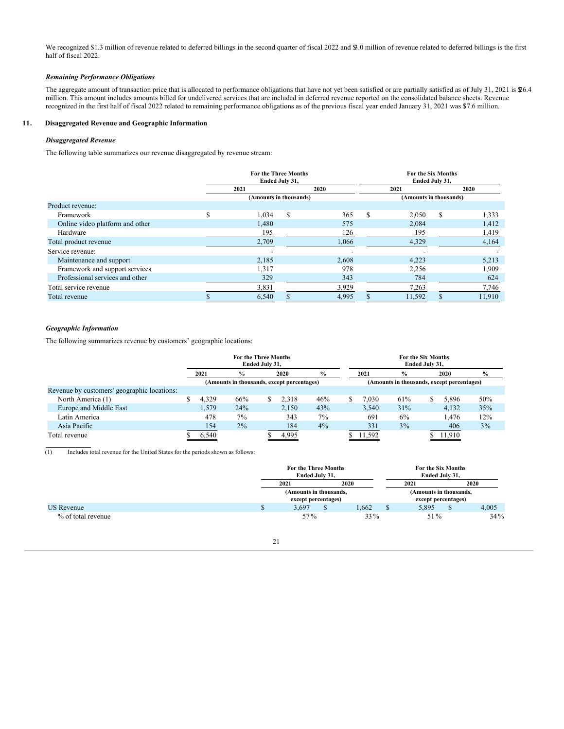We recognized $1.3 million of revenue related to deferred billings in the second quarter of fiscal 2022 and $3.0 million of revenue related to deferred billings is the first half of fiscal 2022.

***Remaining Performance Obligations***

The aggregate amount of transaction price that is allocated to performance obligations that have not yet been satisfied or are partially satisfied as of July 31, 2021 is $26.4 million. This amount includes amounts billed for undelivered services that are included in deferred revenue reported on the consolidated balance sheets. Revenue recognized in the first half of fiscal 2022 related to remaining performance obligations as of the previous fiscal year ended January 31, 2021 was $7.6 million.

## 11. Disaggregated Revenue and Geographic Information

***Disaggregated Revenue***

The following table summarizes our revenue disaggregated by revenue stream:

| | For the Three Months Ended July 31, | | For the Six Months Ended July 31, | |
|---|---|---|---|---|
| | 2021 | 2020 | 2021 | 2020 |
| | (Amounts in thousands) | | (Amounts in thousands) | |
| Product revenue: | | | | |
| Framework | $ 1,034 | $ 365 | $ 2,050 | $ 1,333 |
| Online video platform and other | 1,480 | 575 | 2,084 | 1,412 |
| Hardware | 195 | 126 | 195 | 1,419 |
| Total product revenue | 2,709 | 1,066 | 4,329 | 4,164 |
| Service revenue: | - | - | - | - |
| Maintenance and support | 2,185 | 2,608 | 4,223 | 5,213 |
| Framework and support services | 1,317 | 978 | 2,256 | 1,909 |
| Professional services and other | 329 | 343 | 784 | 624 |
| Total service revenue | 3,831 | 3,929 | 7,263 | 7,746 |
| Total revenue | $ 6,540 | $ 4,995 | $ 11,592 | $ 11,910 |

***Geographic Information***

The following summarizes revenue by customers' geographic locations:

| | For the Three Months Ended July 31, | | | | For the Six Months Ended July 31, | | | |
|---|---|---|---|---|---|---|---|---|
| | 2021 | % | 2020 | % | 2021 | % | 2020 | % |
| | (Amounts in thousands, except percentages) | | | | (Amounts in thousands, except percentages) | | | |
| Revenue by customers' geographic locations: | | | | | | | | |
| North America (1) | $ 4,329 | 66% | $ 2,318 | 46% | $ 7,030 | 61% | $ 5,896 | 50% |
| Europe and Middle East | 1,579 | 24% | 2,150 | 43% | 3,540 | 31% | 4,132 | 35% |
| Latin America | 478 | 7% | 343 | 7% | 691 | 6% | 1,476 | 12% |
| Asia Pacific | 154 | 2% | 184 | 4% | 331 | 3% | 406 | 3% |
| Total revenue | $ 6,540 | | $ 4,995 | | $ 11,592 | | $ 11,910 | |

(1) Includes total revenue for the United States for the periods shown as follows:

| | For the Three Months Ended July 31, | | For the Six Months Ended July 31, | |
|---|---|---|---|---|
| | 2021 | 2020 | 2021 | 2020 |
| | (Amounts in thousands, except percentages) | | (Amounts in thousands, except percentages) | |
| US Revenue | $ 3,697 | $ 1,662 | $ 5,895 | $ 4,005 |
| % of total revenue | 57% | 33% | 51% | 34% |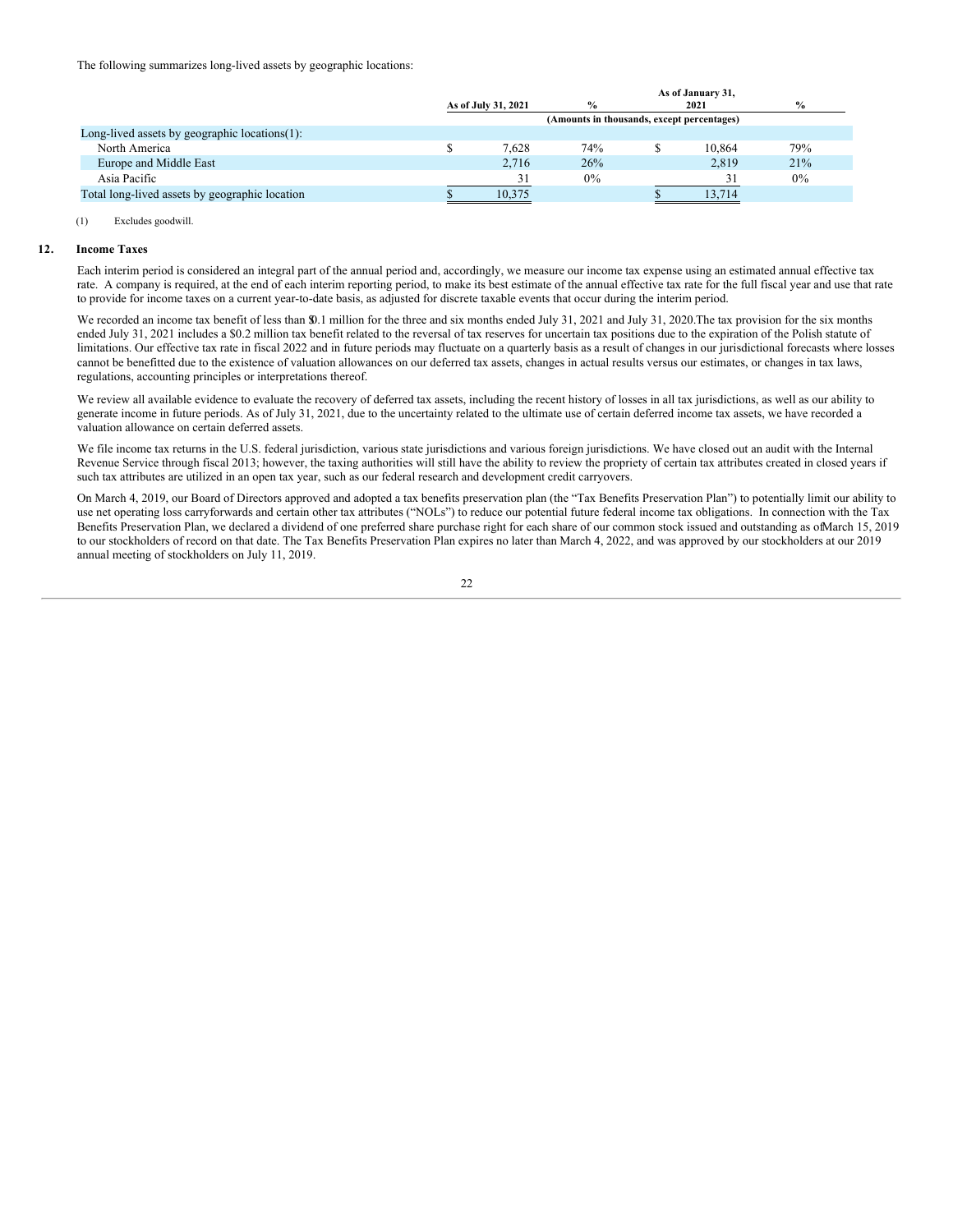The following summarizes long-lived assets by geographic locations:

| | As of July 31, 2021 | % | As of January 31, 2021 | % |
|---|---|---|---|---|
| | (Amounts in thousands, except percentages) | | | |
| Long-lived assets by geographic locations(1): | | | | |
| North America | $ 7,628 | 74% | $ 10,864 | 79% |
| Europe and Middle East | 2,716 | 26% | 2,819 | 21% |
| Asia Pacific | 31 | 0% | 31 | 0% |
| Total long-lived assets by geographic location | $ 10,375 | | $ 13,714 | |

(1) Excludes goodwill.

## 12. Income Taxes

Each interim period is considered an integral part of the annual period and, accordingly, we measure our income tax expense using an estimated annual effective tax rate. A company is required, at the end of each interim reporting period, to make its best estimate of the annual effective tax rate for the full fiscal year and use that rate to provide for income taxes on a current year-to-date basis, as adjusted for discrete taxable events that occur during the interim period.

We recorded an income tax benefit of less than $0.1 million for the three and six months ended July 31, 2021 and July 31, 2020.The tax provision for the six months ended July 31, 2021 includes a $0.2 million tax benefit related to the reversal of tax reserves for uncertain tax positions due to the expiration of the Polish statute of limitations. Our effective tax rate in fiscal 2022 and in future periods may fluctuate on a quarterly basis as a result of changes in our jurisdictional forecasts where losses cannot be benefitted due to the existence of valuation allowances on our deferred tax assets, changes in actual results versus our estimates, or changes in tax laws, regulations, accounting principles or interpretations thereof.

We review all available evidence to evaluate the recovery of deferred tax assets, including the recent history of losses in all tax jurisdictions, as well as our ability to generate income in future periods. As of July 31, 2021, due to the uncertainty related to the ultimate use of certain deferred income tax assets, we have recorded a valuation allowance on certain deferred assets.

We file income tax returns in the U.S. federal jurisdiction, various state jurisdictions and various foreign jurisdictions. We have closed out an audit with the Internal Revenue Service through fiscal 2013; however, the taxing authorities will still have the ability to review the propriety of certain tax attributes created in closed years if such tax attributes are utilized in an open tax year, such as our federal research and development credit carryovers.

On March 4, 2019, our Board of Directors approved and adopted a tax benefits preservation plan (the "Tax Benefits Preservation Plan") to potentially limit our ability to use net operating loss carryforwards and certain other tax attributes ("NOLs") to reduce our potential future federal income tax obligations. In connection with the Tax Benefits Preservation Plan, we declared a dividend of one preferred share purchase right for each share of our common stock issued and outstanding as of March 15, 2019 to our stockholders of record on that date. The Tax Benefits Preservation Plan expires no later than March 4, 2022, and was approved by our stockholders at our 2019 annual meeting of stockholders on July 11, 2019.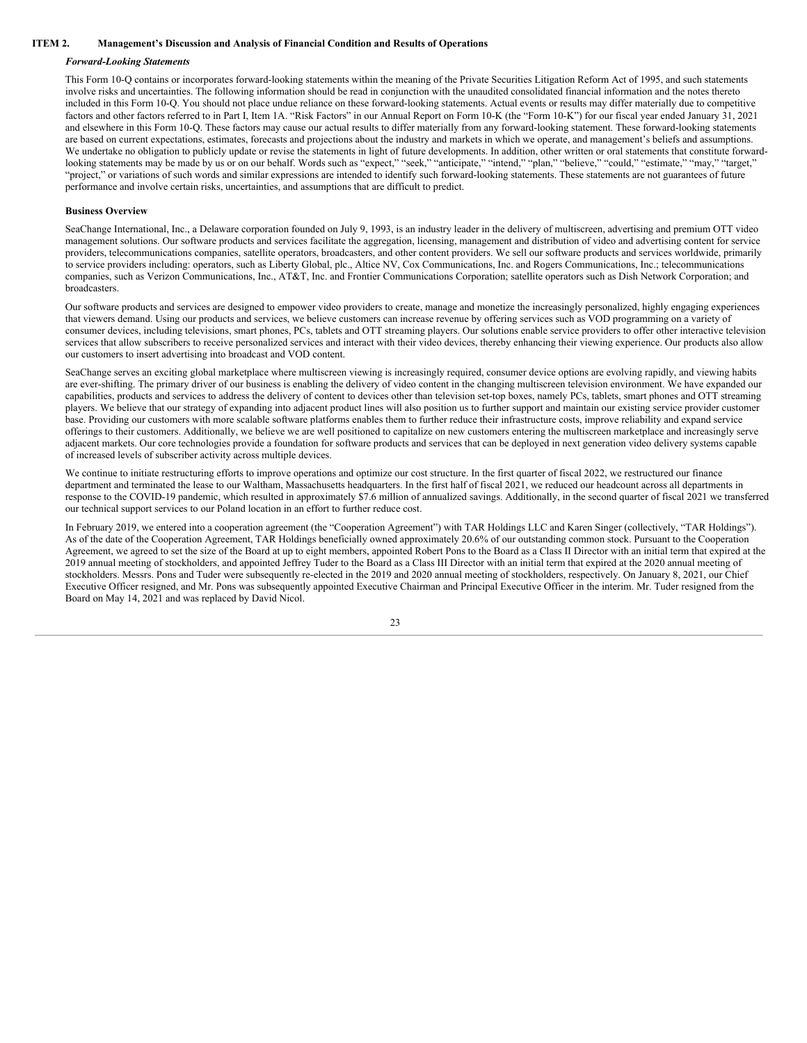## ITEM 2. Management's Discussion and Analysis of Financial Condition and Results of Operations

### *Forward-Looking Statements*

This Form 10-Q contains or incorporates forward-looking statements within the meaning of the Private Securities Litigation Reform Act of 1995, and such statements involve risks and uncertainties. The following information should be read in conjunction with the unaudited consolidated financial information and the notes thereto included in this Form 10-Q. You should not place undue reliance on these forward-looking statements. Actual events or results may differ materially due to competitive factors and other factors referred to in Part I, Item 1A. "Risk Factors" in our Annual Report on Form 10-K (the "Form 10-K") for our fiscal year ended January 31, 2021 and elsewhere in this Form 10-Q. These factors may cause our actual results to differ materially from any forward-looking statement. These forward-looking statements are based on current expectations, estimates, forecasts and projections about the industry and markets in which we operate, and management's beliefs and assumptions. We undertake no obligation to publicly update or revise the statements in light of future developments. In addition, other written or oral statements that constitute forward-looking statements may be made by us or on our behalf. Words such as "expect," "seek," "anticipate," "intend," "plan," "believe," "could," "estimate," "may," "target," "project," or variations of such words and similar expressions are intended to identify such forward-looking statements. These statements are not guarantees of future performance and involve certain risks, uncertainties, and assumptions that are difficult to predict.

### Business Overview

SeaChange International, Inc., a Delaware corporation founded on July 9, 1993, is an industry leader in the delivery of multiscreen, advertising and premium OTT video management solutions. Our software products and services facilitate the aggregation, licensing, management and distribution of video and advertising content for service providers, telecommunications companies, satellite operators, broadcasters, and other content providers. We sell our software products and services worldwide, primarily to service providers including: operators, such as Liberty Global, plc., Altice NV, Cox Communications, Inc. and Rogers Communications, Inc.; telecommunications companies, such as Verizon Communications, Inc., AT&T, Inc. and Frontier Communications Corporation; satellite operators such as Dish Network Corporation; and broadcasters.

Our software products and services are designed to empower video providers to create, manage and monetize the increasingly personalized, highly engaging experiences that viewers demand. Using our products and services, we believe customers can increase revenue by offering services such as VOD programming on a variety of consumer devices, including televisions, smart phones, PCs, tablets and OTT streaming players. Our solutions enable service providers to offer other interactive television services that allow subscribers to receive personalized services and interact with their video devices, thereby enhancing their viewing experience. Our products also allow our customers to insert advertising into broadcast and VOD content.

SeaChange serves an exciting global marketplace where multiscreen viewing is increasingly required, consumer device options are evolving rapidly, and viewing habits are ever-shifting. The primary driver of our business is enabling the delivery of video content in the changing multiscreen television environment. We have expanded our capabilities, products and services to address the delivery of content to devices other than television set-top boxes, namely PCs, tablets, smart phones and OTT streaming players. We believe that our strategy of expanding into adjacent product lines will also position us to further support and maintain our existing service provider customer base. Providing our customers with more scalable software platforms enables them to further reduce their infrastructure costs, improve reliability and expand service offerings to their customers. Additionally, we believe we are well positioned to capitalize on new customers entering the multiscreen marketplace and increasingly serve adjacent markets. Our core technologies provide a foundation for software products and services that can be deployed in next generation video delivery systems capable of increased levels of subscriber activity across multiple devices.

We continue to initiate restructuring efforts to improve operations and optimize our cost structure. In the first quarter of fiscal 2022, we restructured our finance department and terminated the lease to our Waltham, Massachusetts headquarters. In the first half of fiscal 2021, we reduced our headcount across all departments in response to the COVID-19 pandemic, which resulted in approximately $7.6 million of annualized savings. Additionally, in the second quarter of fiscal 2021 we transferred our technical support services to our Poland location in an effort to further reduce cost.

In February 2019, we entered into a cooperation agreement (the "Cooperation Agreement") with TAR Holdings LLC and Karen Singer (collectively, "TAR Holdings"). As of the date of the Cooperation Agreement, TAR Holdings beneficially owned approximately 20.6% of our outstanding common stock. Pursuant to the Cooperation Agreement, we agreed to set the size of the Board at up to eight members, appointed Robert Pons to the Board as a Class II Director with an initial term that expired at the 2019 annual meeting of stockholders, and appointed Jeffrey Tuder to the Board as a Class III Director with an initial term that expired at the 2020 annual meeting of stockholders. Messrs. Pons and Tuder were subsequently re-elected in the 2019 and 2020 annual meeting of stockholders, respectively. On January 8, 2021, our Chief Executive Officer resigned, and Mr. Pons was subsequently appointed Executive Chairman and Principal Executive Officer in the interim. Mr. Tuder resigned from the Board on May 14, 2021 and was replaced by David Nicol.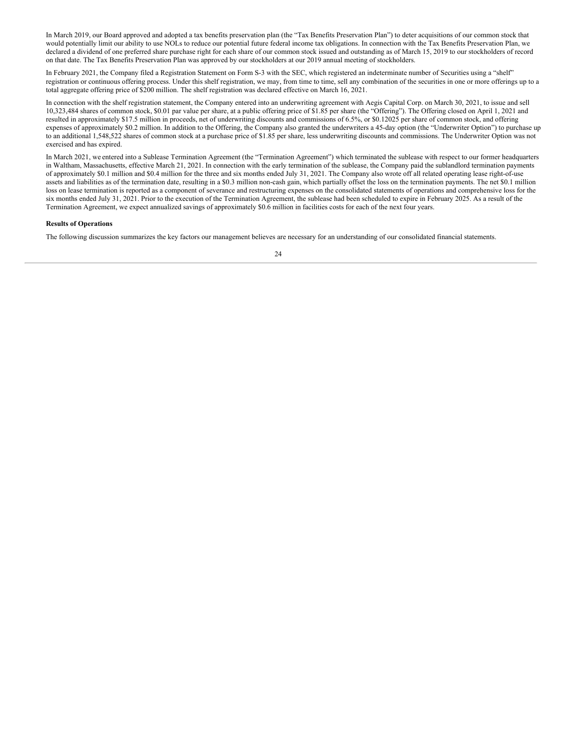In March 2019, our Board approved and adopted a tax benefits preservation plan (the "Tax Benefits Preservation Plan") to deter acquisitions of our common stock that would potentially limit our ability to use NOLs to reduce our potential future federal income tax obligations. In connection with the Tax Benefits Preservation Plan, we declared a dividend of one preferred share purchase right for each share of our common stock issued and outstanding as of March 15, 2019 to our stockholders of record on that date. The Tax Benefits Preservation Plan was approved by our stockholders at our 2019 annual meeting of stockholders.

In February 2021, the Company filed a Registration Statement on Form S-3 with the SEC, which registered an indeterminate number of Securities using a "shelf" registration or continuous offering process. Under this shelf registration, we may, from time to time, sell any combination of the securities in one or more offerings up to a total aggregate offering price of $200 million. The shelf registration was declared effective on March 16, 2021.

In connection with the shelf registration statement, the Company entered into an underwriting agreement with Aegis Capital Corp. on March 30, 2021, to issue and sell 10,323,484 shares of common stock, $0.01 par value per share, at a public offering price of $1.85 per share (the "Offering"). The Offering closed on April 1, 2021 and resulted in approximately $17.5 million in proceeds, net of underwriting discounts and commissions of 6.5%, or $0.12025 per share of common stock, and offering expenses of approximately $0.2 million. In addition to the Offering, the Company also granted the underwriters a 45-day option (the "Underwriter Option") to purchase up to an additional 1,548,522 shares of common stock at a purchase price of $1.85 per share, less underwriting discounts and commissions. The Underwriter Option was not exercised and has expired.

In March 2021, we entered into a Sublease Termination Agreement (the "Termination Agreement") which terminated the sublease with respect to our former headquarters in Waltham, Massachusetts, effective March 21, 2021. In connection with the early termination of the sublease, the Company paid the sublandlord termination payments of approximately $0.1 million and $0.4 million for the three and six months ended July 31, 2021. The Company also wrote off all related operating lease right-of-use assets and liabilities as of the termination date, resulting in a $0.3 million non-cash gain, which partially offset the loss on the termination payments. The net $0.1 million loss on lease termination is reported as a component of severance and restructuring expenses on the consolidated statements of operations and comprehensive loss for the six months ended July 31, 2021. Prior to the execution of the Termination Agreement, the sublease had been scheduled to expire in February 2025. As a result of the Termination Agreement, we expect annualized savings of approximately $0.6 million in facilities costs for each of the next four years.

**Results of Operations**

The following discussion summarizes the key factors our management believes are necessary for an understanding of our consolidated financial statements.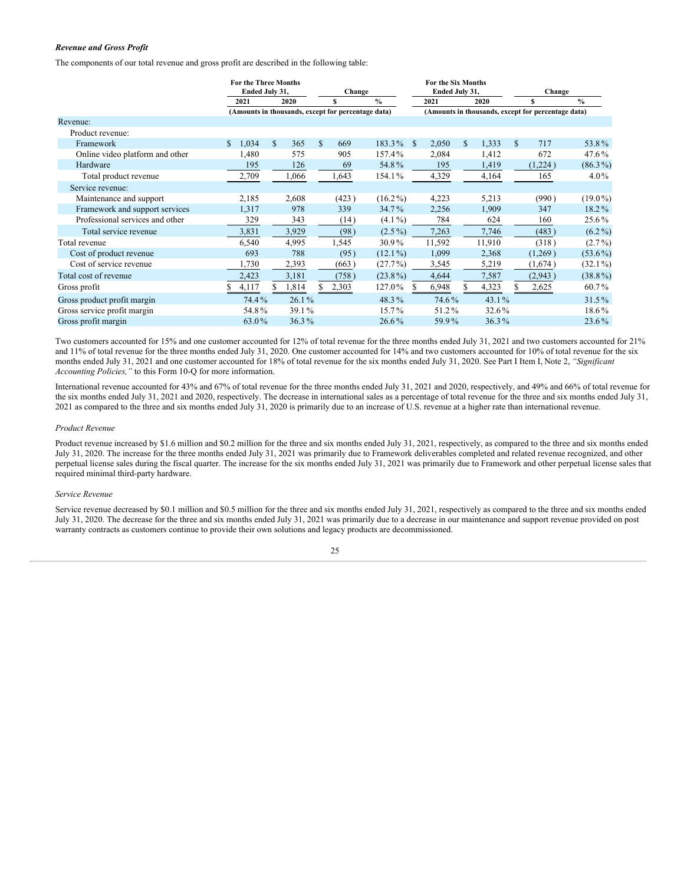### *Revenue and Gross Profit*

The components of our total revenue and gross profit are described in the following table:

| | For the Three Months Ended July 31, | | Change | | For the Six Months Ended July 31, | | Change | |
|---|---|---|---|---|---|---|---|---|
| | 2021 | 2020 | $ | % | 2021 | 2020 | $ | % |
| | (Amounts in thousands, except for percentage data) | | | | (Amounts in thousands, except for percentage data) | | | |
| Revenue: | | | | | | | | |
| Product revenue: | | | | | | | | |
| Framework | $ 1,034 | $ 365 | $ 669 | 183.3% | $ 2,050 | $ 1,333 | $ 717 | 53.8% |
| Online video platform and other | 1,480 | 575 | 905 | 157.4% | 2,084 | 1,412 | 672 | 47.6% |
| Hardware | 195 | 126 | 69 | 54.8% | 195 | 1,419 | (1,224) | (86.3%) |
| Total product revenue | 2,709 | 1,066 | 1,643 | 154.1% | 4,329 | 4,164 | 165 | 4.0% |
| Service revenue: | | | | | | | | |
| Maintenance and support | 2,185 | 2,608 | (423) | (16.2%) | 4,223 | 5,213 | (990) | (19.0%) |
| Framework and support services | 1,317 | 978 | 339 | 34.7% | 2,256 | 1,909 | 347 | 18.2% |
| Professional services and other | 329 | 343 | (14) | (4.1%) | 784 | 624 | 160 | 25.6% |
| Total service revenue | 3,831 | 3,929 | (98) | (2.5%) | 7,263 | 7,746 | (483) | (6.2%) |
| Total revenue | 6,540 | 4,995 | 1,545 | 30.9% | 11,592 | 11,910 | (318) | (2.7%) |
| Cost of product revenue | 693 | 788 | (95) | (12.1%) | 1,099 | 2,368 | (1,269) | (53.6%) |
| Cost of service revenue | 1,730 | 2,393 | (663) | (27.7%) | 3,545 | 5,219 | (1,674) | (32.1%) |
| Total cost of revenue | 2,423 | 3,181 | (758) | (23.8%) | 4,644 | 7,587 | (2,943) | (38.8%) |
| Gross profit | $ 4,117 | $ 1,814 | $ 2,303 | 127.0% | $ 6,948 | $ 4,323 | $ 2,625 | 60.7% |
| Gross product profit margin | 74.4% | 26.1% | | 48.3% | 74.6% | 43.1% | | 31.5% |
| Gross service profit margin | 54.8% | 39.1% | | 15.7% | 51.2% | 32.6% | | 18.6% |
| Gross profit margin | 63.0% | 36.3% | | 26.6% | 59.9% | 36.3% | | 23.6% |

Two customers accounted for 15% and one customer accounted for 12% of total revenue for the three months ended July 31, 2021 and two customers accounted for 21% and 11% of total revenue for the three months ended July 31, 2020. One customer accounted for 14% and two customers accounted for 10% of total revenue for the six months ended July 31, 2021 and one customer accounted for 18% of total revenue for the six months ended July 31, 2020. See Part I Item I, Note 2, *"Significant Accounting Policies,"* to this Form 10-Q for more information.

International revenue accounted for 43% and 67% of total revenue for the three months ended July 31, 2021 and 2020, respectively, and 49% and 66% of total revenue for the six months ended July 31, 2021 and 2020, respectively. The decrease in international sales as a percentage of total revenue for the three and six months ended July 31, 2021 as compared to the three and six months ended July 31, 2020 is primarily due to an increase of U.S. revenue at a higher rate than international revenue.

*Product Revenue*

Product revenue increased by $1.6 million and $0.2 million for the three and six months ended July 31, 2021, respectively, as compared to the three and six months ended July 31, 2020. The increase for the three months ended July 31, 2021 was primarily due to Framework deliverables completed and related revenue recognized, and other perpetual license sales during the fiscal quarter. The increase for the six months ended July 31, 2021 was primarily due to Framework and other perpetual license sales that required minimal third-party hardware.

*Service Revenue*

Service revenue decreased by $0.1 million and $0.5 million for the three and six months ended July 31, 2021, respectively as compared to the three and six months ended July 31, 2020. The decrease for the three and six months ended July 31, 2021 was primarily due to a decrease in our maintenance and support revenue provided on post warranty contracts as customers continue to provide their own solutions and legacy products are decommissioned.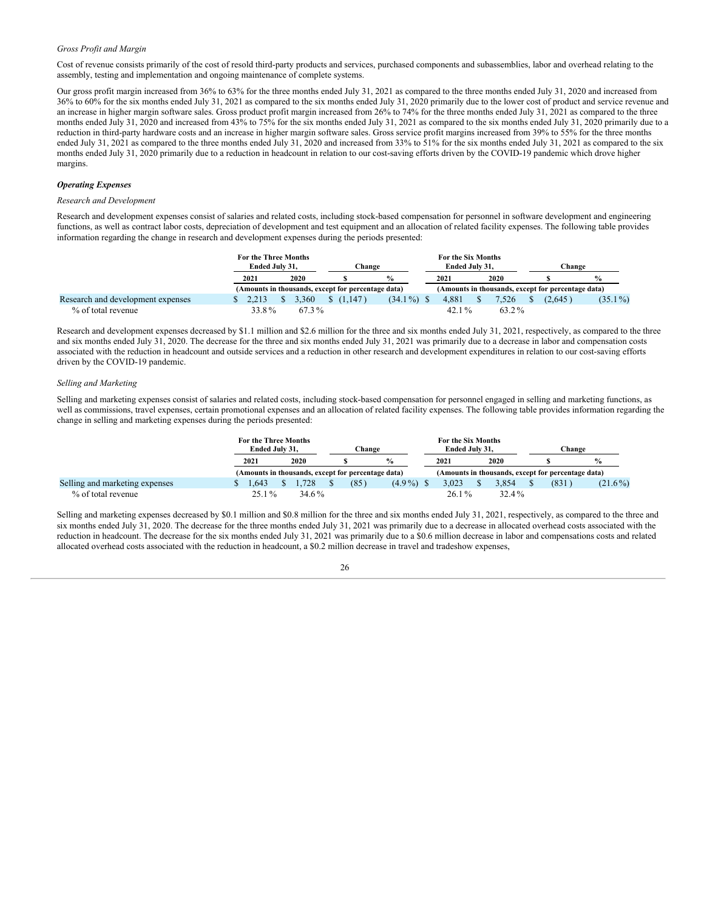*Gross Profit and Margin*

Cost of revenue consists primarily of the cost of resold third-party products and services, purchased components and subassemblies, labor and overhead relating to the assembly, testing and implementation and ongoing maintenance of complete systems.

Our gross profit margin increased from 36% to 63% for the three months ended July 31, 2021 as compared to the three months ended July 31, 2020 and increased from 36% to 60% for the six months ended July 31, 2021 as compared to the six months ended July 31, 2020 primarily due to the lower cost of product and service revenue and an increase in higher margin software sales. Gross product profit margin increased from 26% to 74% for the three months ended July 31, 2021 as compared to the three months ended July 31, 2020 and increased from 43% to 75% for the six months ended July 31, 2021 as compared to the six months ended July 31, 2020 primarily due to a reduction in third-party hardware costs and an increase in higher margin software sales. Gross service profit margins increased from 39% to 55% for the three months ended July 31, 2021 as compared to the three months ended July 31, 2020 and increased from 33% to 51% for the six months ended July 31, 2021 as compared to the six months ended July 31, 2020 primarily due to a reduction in headcount in relation to our cost-saving efforts driven by the COVID-19 pandemic which drove higher margins.

***Operating Expenses***

*Research and Development*

Research and development expenses consist of salaries and related costs, including stock-based compensation for personnel in software development and engineering functions, as well as contract labor costs, depreciation of development and test equipment and an allocation of related facility expenses. The following table provides information regarding the change in research and development expenses during the periods presented:

| | For the Three Months Ended July 31, | | Change | | For the Six Months Ended July 31, | | Change | |
|---|---|---|---|---|---|---|---|---|
| | 2021 | 2020 | $ | % | 2021 | 2020 | $ | % |
| | (Amounts in thousands, except for percentage data) | | | | (Amounts in thousands, except for percentage data) | | | |
| Research and development expenses | $ 2,213 | $ 3,360 | $ (1,147) | (34.1%) | $ 4,881 | $ 7,526 | $ (2,645) | (35.1%) |
| % of total revenue | 33.8% | 67.3% | | | 42.1% | 63.2% | | |

Research and development expenses decreased by $1.1 million and $2.6 million for the three and six months ended July 31, 2021, respectively, as compared to the three and six months ended July 31, 2020. The decrease for the three and six months ended July 31, 2021 was primarily due to a decrease in labor and compensation costs associated with the reduction in headcount and outside services and a reduction in other research and development expenditures in relation to our cost-saving efforts driven by the COVID-19 pandemic.

*Selling and Marketing*

Selling and marketing expenses consist of salaries and related costs, including stock-based compensation for personnel engaged in selling and marketing functions, as well as commissions, travel expenses, certain promotional expenses and an allocation of related facility expenses. The following table provides information regarding the change in selling and marketing expenses during the periods presented:

| | For the Three Months Ended July 31, | | Change | | For the Six Months Ended July 31, | | Change | |
|---|---|---|---|---|---|---|---|---|
| | 2021 | 2020 | $ | % | 2021 | 2020 | $ | % |
| | (Amounts in thousands, except for percentage data) | | | | (Amounts in thousands, except for percentage data) | | | |
| Selling and marketing expenses | $ 1,643 | $ 1,728 | $ (85) | (4.9%) | $ 3,023 | $ 3,854 | $ (831) | (21.6%) |
| % of total revenue | 25.1% | 34.6% | | | 26.1% | 32.4% | | |

Selling and marketing expenses decreased by $0.1 million and $0.8 million for the three and six months ended July 31, 2021, respectively, as compared to the three and six months ended July 31, 2020. The decrease for the three months ended July 31, 2021 was primarily due to a decrease in allocated overhead costs associated with the reduction in headcount. The decrease for the six months ended July 31, 2021 was primarily due to a $0.6 million decrease in labor and compensations costs and related allocated overhead costs associated with the reduction in headcount, a $0.2 million decrease in travel and tradeshow expenses,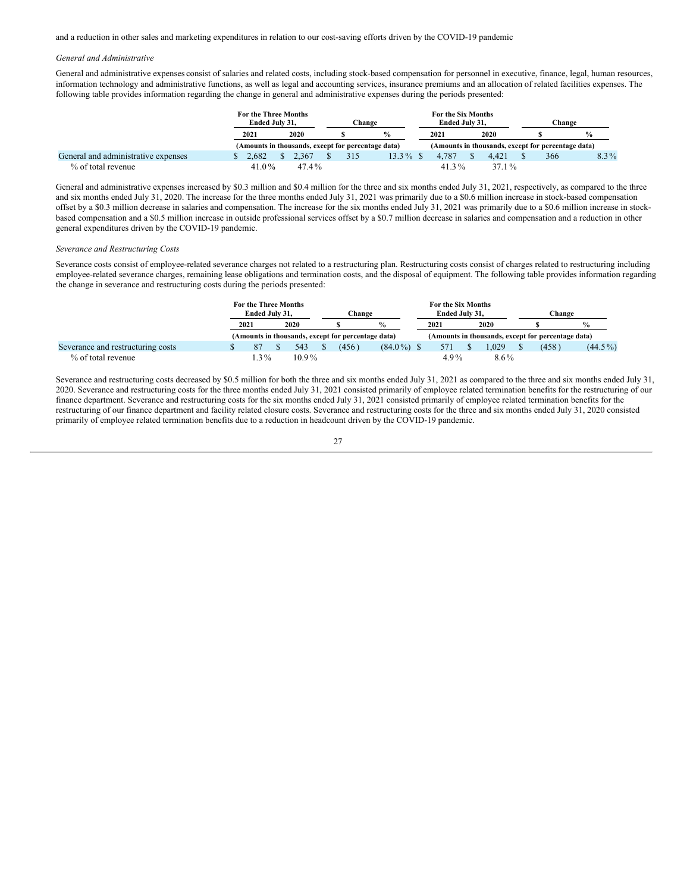and a reduction in other sales and marketing expenditures in relation to our cost-saving efforts driven by the COVID-19 pandemic

*General and Administrative*

General and administrative expenses consist of salaries and related costs, including stock-based compensation for personnel in executive, finance, legal, human resources, information technology and administrative functions, as well as legal and accounting services, insurance premiums and an allocation of related facilities expenses. The following table provides information regarding the change in general and administrative expenses during the periods presented:

| | For the Three Months Ended July 31, | | Change | | For the Six Months Ended July 31, | | Change | |
|---|---|---|---|---|---|---|---|---|
| | 2021 | 2020 | $ | % | 2021 | 2020 | $ | % |
| | (Amounts in thousands, except for percentage data) | | | | (Amounts in thousands, except for percentage data) | | | |
| General and administrative expenses | $ 2,682 | $ 2,367 | $ 315 | 13.3 % | $ 4,787 | $ 4,421 | $ 366 | 8.3 % |
| % of total revenue | 41.0 % | 47.4 % | | | 41.3 % | 37.1 % | | |

General and administrative expenses increased by $0.3 million and $0.4 million for the three and six months ended July 31, 2021, respectively, as compared to the three and six months ended July 31, 2020. The increase for the three months ended July 31, 2021 was primarily due to a $0.6 million increase in stock-based compensation offset by a $0.3 million decrease in salaries and compensation. The increase for the six months ended July 31, 2021 was primarily due to a $0.6 million increase in stock-based compensation and a $0.5 million increase in outside professional services offset by a $0.7 million decrease in salaries and compensation and a reduction in other general expenditures driven by the COVID-19 pandemic.

*Severance and Restructuring Costs*

Severance costs consist of employee-related severance charges not related to a restructuring plan. Restructuring costs consist of charges related to restructuring including employee-related severance charges, remaining lease obligations and termination costs, and the disposal of equipment. The following table provides information regarding the change in severance and restructuring costs during the periods presented:

| | For the Three Months Ended July 31, | | Change | | For the Six Months Ended July 31, | | Change | |
|---|---|---|---|---|---|---|---|---|
| | 2021 | 2020 | $ | % | 2021 | 2020 | $ | % |
| | (Amounts in thousands, except for percentage data) | | | | (Amounts in thousands, except for percentage data) | | | |
| Severance and restructuring costs | $ 87 | $ 543 | $ (456 ) | (84.0 %) | $ 571 | $ 1,029 | $ (458 ) | (44.5 %) |
| % of total revenue | 1.3 % | 10.9 % | | | 4.9 % | 8.6 % | | |

Severance and restructuring costs decreased by $0.5 million for both the three and six months ended July 31, 2021 as compared to the three and six months ended July 31, 2020. Severance and restructuring costs for the three months ended July 31, 2021 consisted primarily of employee related termination benefits for the restructuring of our finance department. Severance and restructuring costs for the six months ended July 31, 2021 consisted primarily of employee related termination benefits for the restructuring of our finance department and facility related closure costs. Severance and restructuring costs for the three and six months ended July 31, 2020 consisted primarily of employee related termination benefits due to a reduction in headcount driven by the COVID-19 pandemic.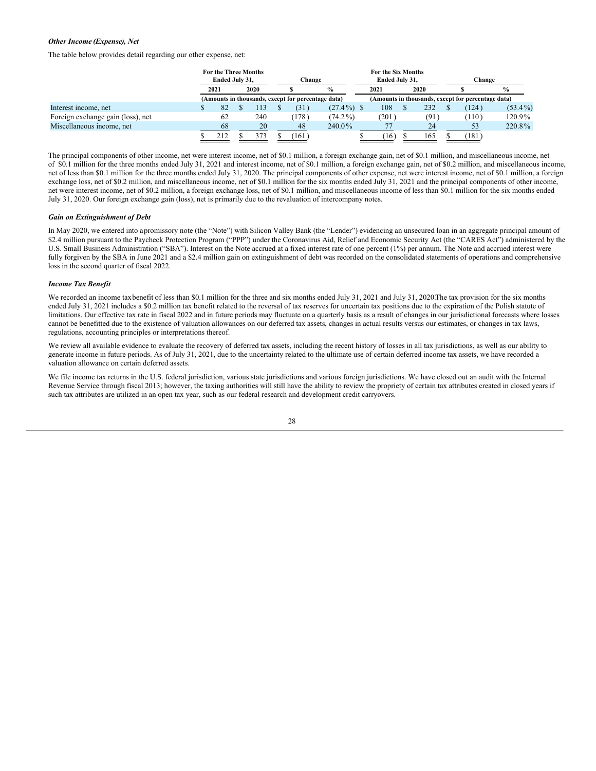### *Other Income (Expense), Net*

The table below provides detail regarding our other expense, net:

| | For the Three Months Ended July 31, | | Change | | For the Six Months Ended July 31, | | Change | |
|---|---|---|---|---|---|---|---|---|
| | 2021 | 2020 | $ | % | 2021 | 2020 | $ | % |
| | (Amounts in thousands, except for percentage data) | | | | (Amounts in thousands, except for percentage data) | | | |
| Interest income, net | $ 82 | $ 113 | $ (31) | (27.4%) | $ 108 | $ 232 | $ (124) | (53.4%) |
| Foreign exchange gain (loss), net | 62 | 240 | (178) | (74.2%) | (201) | (91) | (110) | 120.9% |
| Miscellaneous income, net | 68 | 20 | 48 | 240.0% | 77 | 24 | 53 | 220.8% |
| | $ 212 | $ 373 | $ (161) | | $ (16) | $ 165 | $ (181) | |

The principal components of other income, net were interest income, net of $0.1 million, a foreign exchange gain, net of $0.1 million, and miscellaneous income, net of $0.1 million for the three months ended July 31, 2021 and interest income, net of $0.1 million, a foreign exchange gain, net of $0.2 million, and miscellaneous income, net of less than $0.1 million for the three months ended July 31, 2020. The principal components of other expense, net were interest income, net of $0.1 million, a foreign exchange loss, net of $0.2 million, and miscellaneous income, net of $0.1 million for the six months ended July 31, 2021 and the principal components of other income, net were interest income, net of $0.2 million, a foreign exchange loss, net of $0.1 million, and miscellaneous income of less than $0.1 million for the six months ended July 31, 2020. Our foreign exchange gain (loss), net is primarily due to the revaluation of intercompany notes.

### *Gain on Extinguishment of Debt*

In May 2020, we entered into a promissory note (the "Note") with Silicon Valley Bank (the "Lender") evidencing an unsecured loan in an aggregate principal amount of $2.4 million pursuant to the Paycheck Protection Program ("PPP") under the Coronavirus Aid, Relief and Economic Security Act (the "CARES Act") administered by the U.S. Small Business Administration ("SBA"). Interest on the Note accrued at a fixed interest rate of one percent (1%) per annum. The Note and accrued interest were fully forgiven by the SBA in June 2021 and a $2.4 million gain on extinguishment of debt was recorded on the consolidated statements of operations and comprehensive loss in the second quarter of fiscal 2022.

### *Income Tax Benefit*

We recorded an income tax benefit of less than $0.1 million for the three and six months ended July 31, 2021 and July 31, 2020. The tax provision for the six months ended July 31, 2021 includes a $0.2 million tax benefit related to the reversal of tax reserves for uncertain tax positions due to the expiration of the Polish statute of limitations. Our effective tax rate in fiscal 2022 and in future periods may fluctuate on a quarterly basis as a result of changes in our jurisdictional forecasts where losses cannot be benefitted due to the existence of valuation allowances on our deferred tax assets, changes in actual results versus our estimates, or changes in tax laws, regulations, accounting principles or interpretations thereof.

We review all available evidence to evaluate the recovery of deferred tax assets, including the recent history of losses in all tax jurisdictions, as well as our ability to generate income in future periods. As of July 31, 2021, due to the uncertainty related to the ultimate use of certain deferred income tax assets, we have recorded a valuation allowance on certain deferred assets.

We file income tax returns in the U.S. federal jurisdiction, various state jurisdictions and various foreign jurisdictions. We have closed out an audit with the Internal Revenue Service through fiscal 2013; however, the taxing authorities will still have the ability to review the propriety of certain tax attributes created in closed years if such tax attributes are utilized in an open tax year, such as our federal research and development credit carryovers.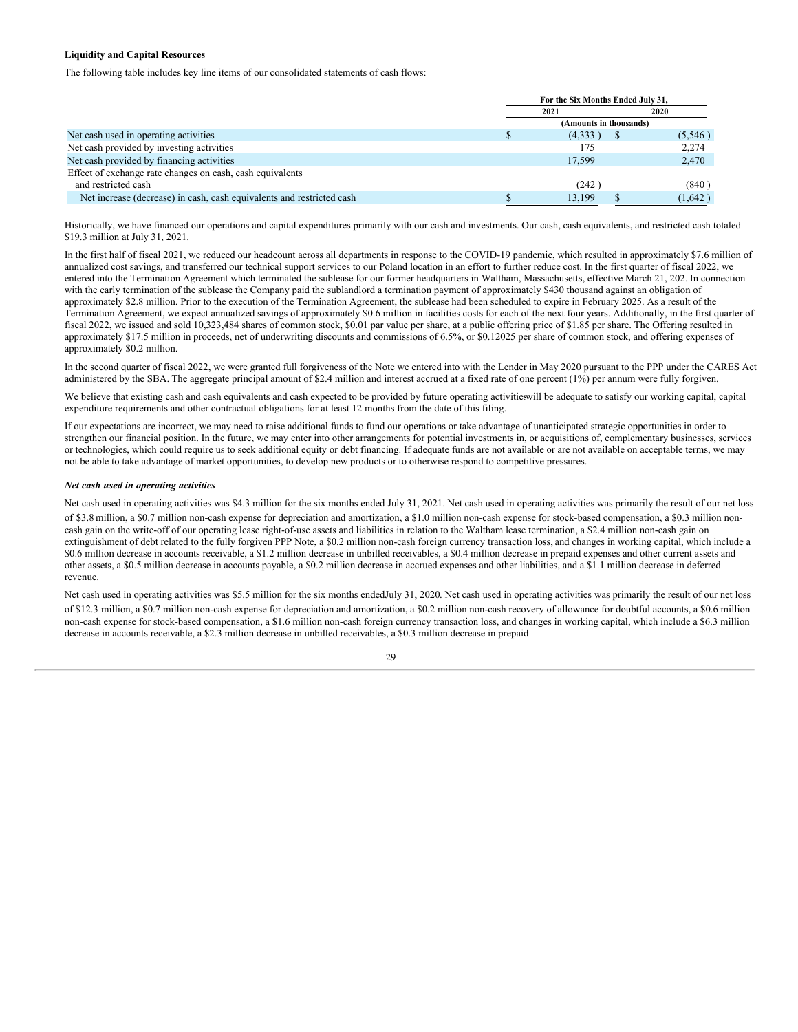**Liquidity and Capital Resources**

The following table includes key line items of our consolidated statements of cash flows:

| | For the Six Months Ended July 31, | |
|---|---|---|
| | 2021 | 2020 |
| | (Amounts in thousands) | |
| Net cash used in operating activities | $ (4,333) | $ (5,546) |
| Net cash provided by investing activities | 175 | 2,274 |
| Net cash provided by financing activities | 17,599 | 2,470 |
| Effect of exchange rate changes on cash, cash equivalents and restricted cash | (242) | (840) |
| Net increase (decrease) in cash, cash equivalents and restricted cash | $ 13,199 | $ (1,642) |

Historically, we have financed our operations and capital expenditures primarily with our cash and investments. Our cash, cash equivalents, and restricted cash totaled $19.3 million at July 31, 2021.

In the first half of fiscal 2021, we reduced our headcount across all departments in response to the COVID-19 pandemic, which resulted in approximately $7.6 million of annualized cost savings, and transferred our technical support services to our Poland location in an effort to further reduce cost. In the first quarter of fiscal 2022, we entered into the Termination Agreement which terminated the sublease for our former headquarters in Waltham, Massachusetts, effective March 21, 202. In connection with the early termination of the sublease the Company paid the sublandlord a termination payment of approximately $430 thousand against an obligation of approximately $2.8 million. Prior to the execution of the Termination Agreement, the sublease had been scheduled to expire in February 2025. As a result of the Termination Agreement, we expect annualized savings of approximately $0.6 million in facilities costs for each of the next four years. Additionally, in the first quarter of fiscal 2022, we issued and sold 10,323,484 shares of common stock, $0.01 par value per share, at a public offering price of $1.85 per share. The Offering resulted in approximately $17.5 million in proceeds, net of underwriting discounts and commissions of 6.5%, or $0.12025 per share of common stock, and offering expenses of approximately $0.2 million.

In the second quarter of fiscal 2022, we were granted full forgiveness of the Note we entered into with the Lender in May 2020 pursuant to the PPP under the CARES Act administered by the SBA. The aggregate principal amount of $2.4 million and interest accrued at a fixed rate of one percent (1%) per annum were fully forgiven.

We believe that existing cash and cash equivalents and cash expected to be provided by future operating activities will be adequate to satisfy our working capital, capital expenditure requirements and other contractual obligations for at least 12 months from the date of this filing.

If our expectations are incorrect, we may need to raise additional funds to fund our operations or take advantage of unanticipated strategic opportunities in order to strengthen our financial position. In the future, we may enter into other arrangements for potential investments in, or acquisitions of, complementary businesses, services or technologies, which could require us to seek additional equity or debt financing. If adequate funds are not available or are not available on acceptable terms, we may not be able to take advantage of market opportunities, to develop new products or to otherwise respond to competitive pressures.

***Net cash used in operating activities***

Net cash used in operating activities was $4.3 million for the six months ended July 31, 2021. Net cash used in operating activities was primarily the result of our net loss of $3.8 million, a $0.7 million non-cash expense for depreciation and amortization, a $1.0 million non-cash expense for stock-based compensation, a $0.3 million non-cash gain on the write-off of our operating lease right-of-use assets and liabilities in relation to the Waltham lease termination, a $2.4 million non-cash gain on extinguishment of debt related to the fully forgiven PPP Note, a $0.2 million non-cash foreign currency transaction loss, and changes in working capital, which include a $0.6 million decrease in accounts receivable, a $1.2 million decrease in unbilled receivables, a $0.4 million decrease in prepaid expenses and other current assets and other assets, a $0.5 million decrease in accounts payable, a $0.2 million decrease in accrued expenses and other liabilities, and a $1.1 million decrease in deferred revenue.

Net cash used in operating activities was $5.5 million for the six months ended July 31, 2020. Net cash used in operating activities was primarily the result of our net loss of $12.3 million, a $0.7 million non-cash expense for depreciation and amortization, a $0.2 million non-cash recovery of allowance for doubtful accounts, a $0.6 million non-cash expense for stock-based compensation, a $1.6 million non-cash foreign currency transaction loss, and changes in working capital, which include a $6.3 million decrease in accounts receivable, a $2.3 million decrease in unbilled receivables, a $0.3 million decrease in prepaid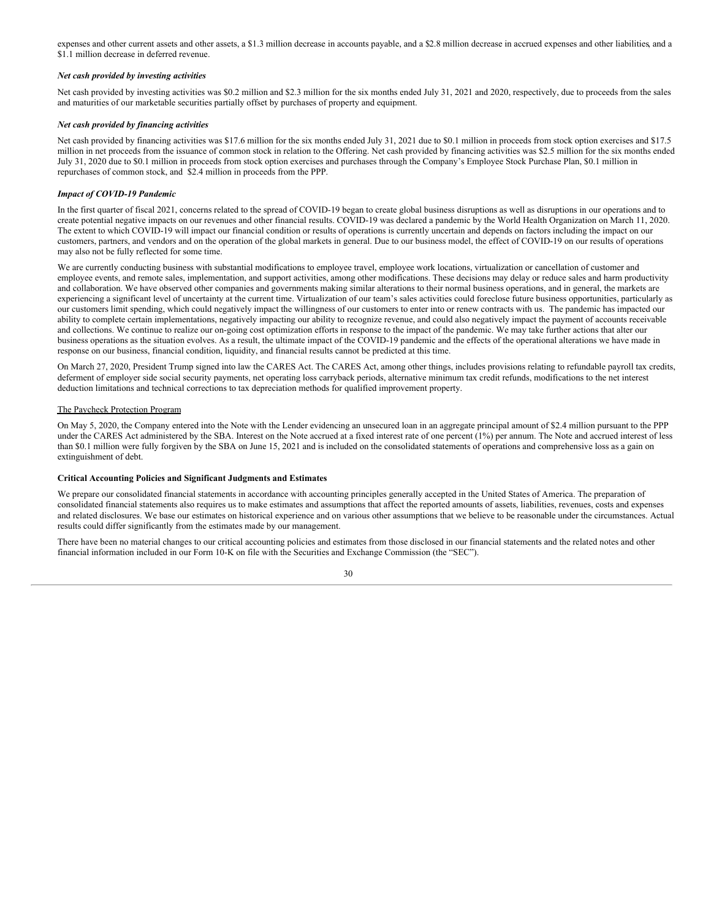expenses and other current assets and other assets, a $1.3 million decrease in accounts payable, and a $2.8 million decrease in accrued expenses and other liabilities, and a $1.1 million decrease in deferred revenue.

***Net cash provided by investing activities***

Net cash provided by investing activities was $0.2 million and $2.3 million for the six months ended July 31, 2021 and 2020, respectively, due to proceeds from the sales and maturities of our marketable securities partially offset by purchases of property and equipment.

***Net cash provided by financing activities***

Net cash provided by financing activities was $17.6 million for the six months ended July 31, 2021 due to $0.1 million in proceeds from stock option exercises and $17.5 million in net proceeds from the issuance of common stock in relation to the Offering. Net cash provided by financing activities was $2.5 million for the six months ended July 31, 2020 due to $0.1 million in proceeds from stock option exercises and purchases through the Company's Employee Stock Purchase Plan, $0.1 million in repurchases of common stock, and $2.4 million in proceeds from the PPP.

***Impact of COVID-19 Pandemic***

In the first quarter of fiscal 2021, concerns related to the spread of COVID-19 began to create global business disruptions as well as disruptions in our operations and to create potential negative impacts on our revenues and other financial results. COVID-19 was declared a pandemic by the World Health Organization on March 11, 2020. The extent to which COVID-19 will impact our financial condition or results of operations is currently uncertain and depends on factors including the impact on our customers, partners, and vendors and on the operation of the global markets in general. Due to our business model, the effect of COVID-19 on our results of operations may also not be fully reflected for some time.

We are currently conducting business with substantial modifications to employee travel, employee work locations, virtualization or cancellation of customer and employee events, and remote sales, implementation, and support activities, among other modifications. These decisions may delay or reduce sales and harm productivity and collaboration. We have observed other companies and governments making similar alterations to their normal business operations, and in general, the markets are experiencing a significant level of uncertainty at the current time. Virtualization of our team's sales activities could foreclose future business opportunities, particularly as our customers limit spending, which could negatively impact the willingness of our customers to enter into or renew contracts with us. The pandemic has impacted our ability to complete certain implementations, negatively impacting our ability to recognize revenue, and could also negatively impact the payment of accounts receivable and collections. We continue to realize our on-going cost optimization efforts in response to the impact of the pandemic. We may take further actions that alter our business operations as the situation evolves. As a result, the ultimate impact of the COVID-19 pandemic and the effects of the operational alterations we have made in response on our business, financial condition, liquidity, and financial results cannot be predicted at this time.

On March 27, 2020, President Trump signed into law the CARES Act. The CARES Act, among other things, includes provisions relating to refundable payroll tax credits, deferment of employer side social security payments, net operating loss carryback periods, alternative minimum tax credit refunds, modifications to the net interest deduction limitations and technical corrections to tax depreciation methods for qualified improvement property.

The Paycheck Protection Program

On May 5, 2020, the Company entered into the Note with the Lender evidencing an unsecured loan in an aggregate principal amount of $2.4 million pursuant to the PPP under the CARES Act administered by the SBA. Interest on the Note accrued at a fixed interest rate of one percent (1%) per annum. The Note and accrued interest of less than $0.1 million were fully forgiven by the SBA on June 15, 2021 and is included on the consolidated statements of operations and comprehensive loss as a gain on extinguishment of debt.

**Critical Accounting Policies and Significant Judgments and Estimates**

We prepare our consolidated financial statements in accordance with accounting principles generally accepted in the United States of America. The preparation of consolidated financial statements also requires us to make estimates and assumptions that affect the reported amounts of assets, liabilities, revenues, costs and expenses and related disclosures. We base our estimates on historical experience and on various other assumptions that we believe to be reasonable under the circumstances. Actual results could differ significantly from the estimates made by our management.

There have been no material changes to our critical accounting policies and estimates from those disclosed in our financial statements and the related notes and other financial information included in our Form 10-K on file with the Securities and Exchange Commission (the "SEC").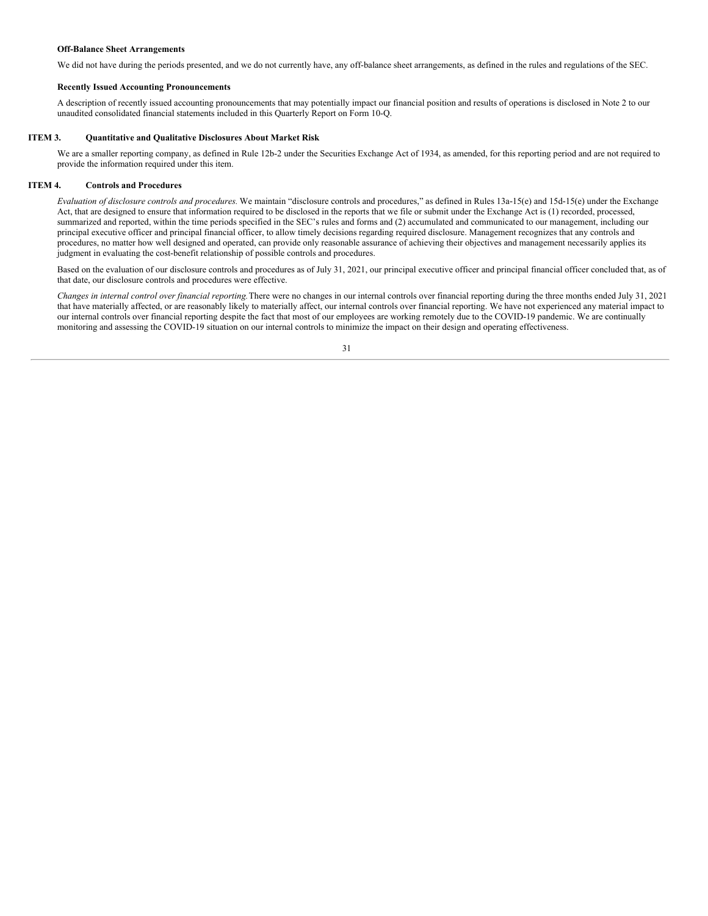**Off-Balance Sheet Arrangements**

We did not have during the periods presented, and we do not currently have, any off-balance sheet arrangements, as defined in the rules and regulations of the SEC.

**Recently Issued Accounting Pronouncements**

A description of recently issued accounting pronouncements that may potentially impact our financial position and results of operations is disclosed in Note 2 to our unaudited consolidated financial statements included in this Quarterly Report on Form 10-Q.

## ITEM 3. Quantitative and Qualitative Disclosures About Market Risk

We are a smaller reporting company, as defined in Rule 12b-2 under the Securities Exchange Act of 1934, as amended, for this reporting period and are not required to provide the information required under this item.

## ITEM 4. Controls and Procedures

*Evaluation of disclosure controls and procedures.* We maintain "disclosure controls and procedures," as defined in Rules 13a-15(e) and 15d-15(e) under the Exchange Act, that are designed to ensure that information required to be disclosed in the reports that we file or submit under the Exchange Act is (1) recorded, processed, summarized and reported, within the time periods specified in the SEC's rules and forms and (2) accumulated and communicated to our management, including our principal executive officer and principal financial officer, to allow timely decisions regarding required disclosure. Management recognizes that any controls and procedures, no matter how well designed and operated, can provide only reasonable assurance of achieving their objectives and management necessarily applies its judgment in evaluating the cost-benefit relationship of possible controls and procedures.

Based on the evaluation of our disclosure controls and procedures as of July 31, 2021, our principal executive officer and principal financial officer concluded that, as of that date, our disclosure controls and procedures were effective.

*Changes in internal control over financial reporting.* There were no changes in our internal controls over financial reporting during the three months ended July 31, 2021 that have materially affected, or are reasonably likely to materially affect, our internal controls over financial reporting. We have not experienced any material impact to our internal controls over financial reporting despite the fact that most of our employees are working remotely due to the COVID-19 pandemic. We are continually monitoring and assessing the COVID-19 situation on our internal controls to minimize the impact on their design and operating effectiveness.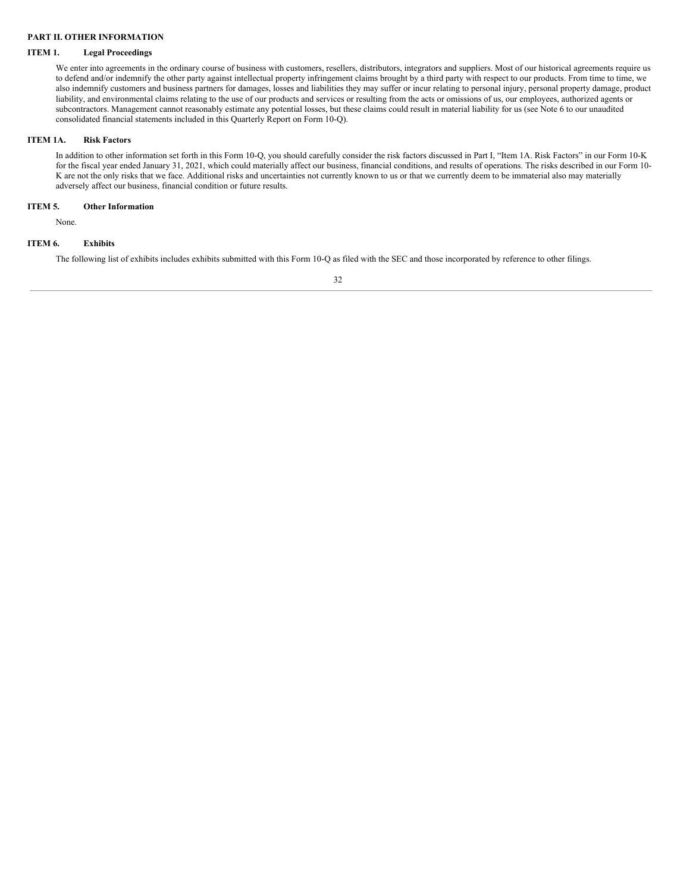## PART II. OTHER INFORMATION

### ITEM 1. Legal Proceedings

We enter into agreements in the ordinary course of business with customers, resellers, distributors, integrators and suppliers. Most of our historical agreements require us to defend and/or indemnify the other party against intellectual property infringement claims brought by a third party with respect to our products. From time to time, we also indemnify customers and business partners for damages, losses and liabilities they may suffer or incur relating to personal injury, personal property damage, product liability, and environmental claims relating to the use of our products and services or resulting from the acts or omissions of us, our employees, authorized agents or subcontractors. Management cannot reasonably estimate any potential losses, but these claims could result in material liability for us (see Note 6 to our unaudited consolidated financial statements included in this Quarterly Report on Form 10-Q).

### ITEM 1A. Risk Factors

In addition to other information set forth in this Form 10-Q, you should carefully consider the risk factors discussed in Part I, "Item 1A. Risk Factors" in our Form 10-K for the fiscal year ended January 31, 2021, which could materially affect our business, financial conditions, and results of operations. The risks described in our Form 10-K are not the only risks that we face. Additional risks and uncertainties not currently known to us or that we currently deem to be immaterial also may materially adversely affect our business, financial condition or future results.

### ITEM 5. Other Information

None.

### ITEM 6. Exhibits

The following list of exhibits includes exhibits submitted with this Form 10-Q as filed with the SEC and those incorporated by reference to other filings.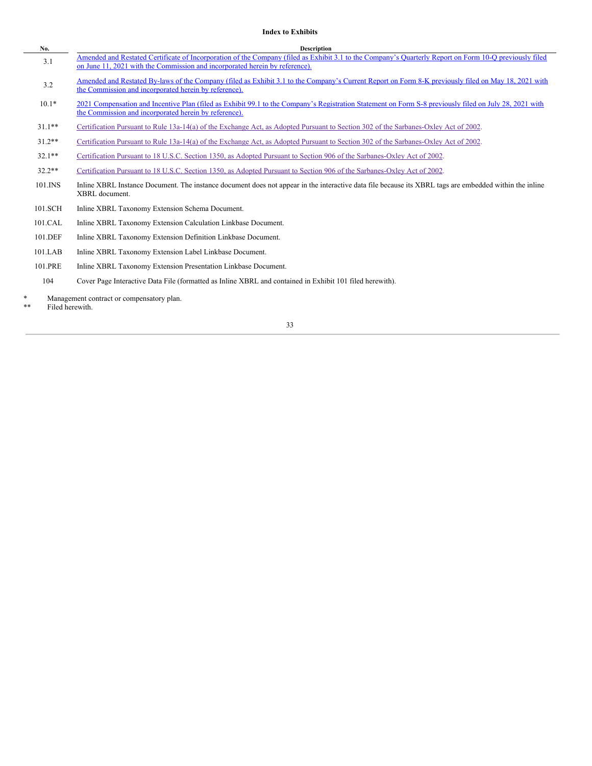**Index to Exhibits**

| No. | Description |
| --- | --- |
| 3.1 | Amended and Restated Certificate of Incorporation of the Company (filed as Exhibit 3.1 to the Company's Quarterly Report on Form 10-Q previously filed on June 11, 2021 with the Commission and incorporated herein by reference). |
| 3.2 | Amended and Restated By-laws of the Company (filed as Exhibit 3.1 to the Company's Current Report on Form 8-K previously filed on May 18, 2021 with the Commission and incorporated herein by reference). |
| 10.1* | 2021 Compensation and Incentive Plan (filed as Exhibit 99.1 to the Company's Registration Statement on Form S-8 previously filed on July 28, 2021 with the Commission and incorporated herein by reference). |
| 31.1** | Certification Pursuant to Rule 13a-14(a) of the Exchange Act, as Adopted Pursuant to Section 302 of the Sarbanes-Oxley Act of 2002. |
| 31.2** | Certification Pursuant to Rule 13a-14(a) of the Exchange Act, as Adopted Pursuant to Section 302 of the Sarbanes-Oxley Act of 2002. |
| 32.1** | Certification Pursuant to 18 U.S.C. Section 1350, as Adopted Pursuant to Section 906 of the Sarbanes-Oxley Act of 2002. |
| 32.2** | Certification Pursuant to 18 U.S.C. Section 1350, as Adopted Pursuant to Section 906 of the Sarbanes-Oxley Act of 2002. |
| 101.INS | Inline XBRL Instance Document. The instance document does not appear in the interactive data file because its XBRL tags are embedded within the inline XBRL document. |
| 101.SCH | Inline XBRL Taxonomy Extension Schema Document. |
| 101.CAL | Inline XBRL Taxonomy Extension Calculation Linkbase Document. |
| 101.DEF | Inline XBRL Taxonomy Extension Definition Linkbase Document. |
| 101.LAB | Inline XBRL Taxonomy Extension Label Linkbase Document. |
| 101.PRE | Inline XBRL Taxonomy Extension Presentation Linkbase Document. |
| 104 | Cover Page Interactive Data File (formatted as Inline XBRL and contained in Exhibit 101 filed herewith). |

\* Management contract or compensatory plan.

\** Filed herewith.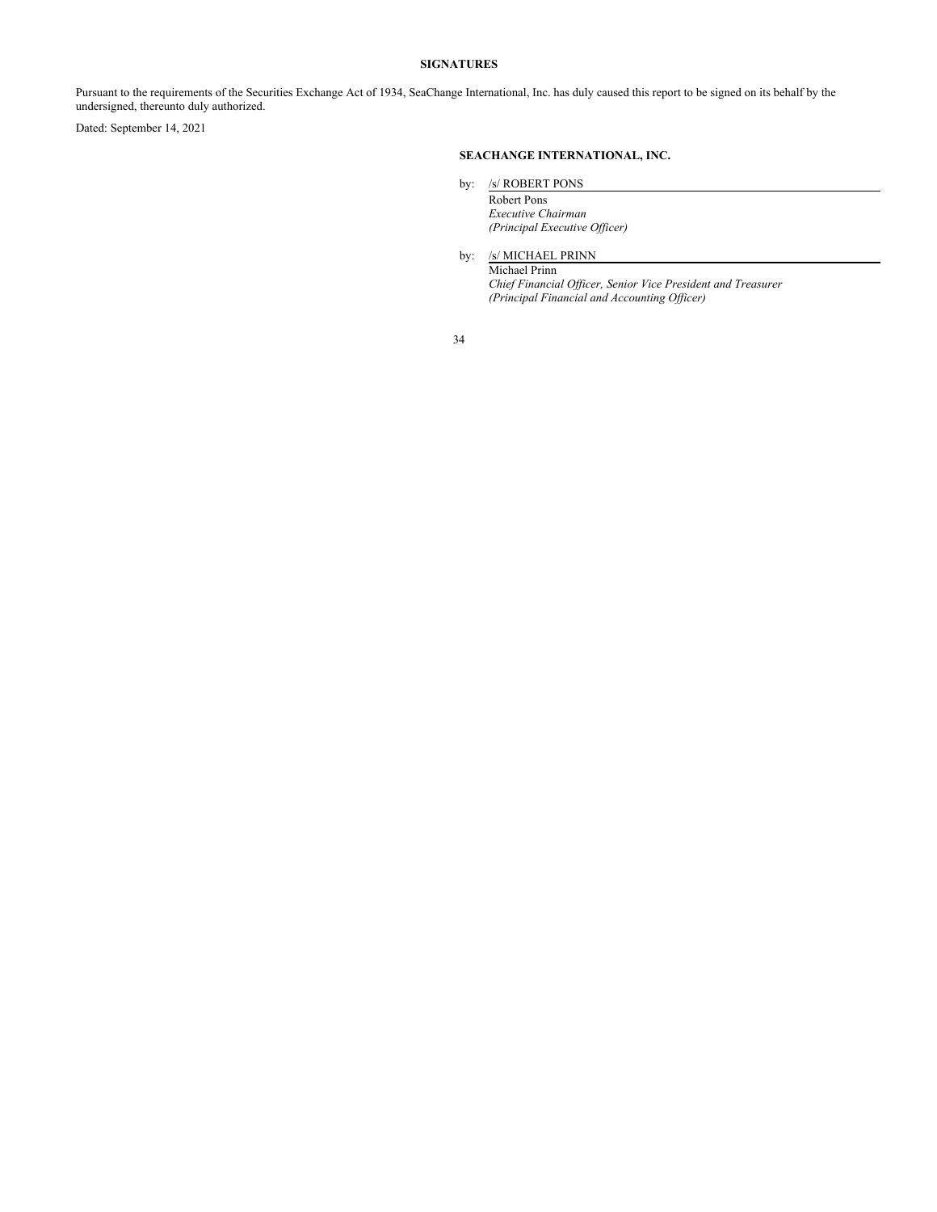## SIGNATURES

Pursuant to the requirements of the Securities Exchange Act of 1934, SeaChange International, Inc. has duly caused this report to be signed on its behalf by the undersigned, thereunto duly authorized.

Dated: September 14, 2021

**SEACHANGE INTERNATIONAL, INC.**

by: /s/ ROBERT PONS

Robert Pons
*Executive Chairman*
*(Principal Executive Officer)*

by: /s/ MICHAEL PRINN

Michael Prinn
*Chief Financial Officer, Senior Vice President and Treasurer*
*(Principal Financial and Accounting Officer)*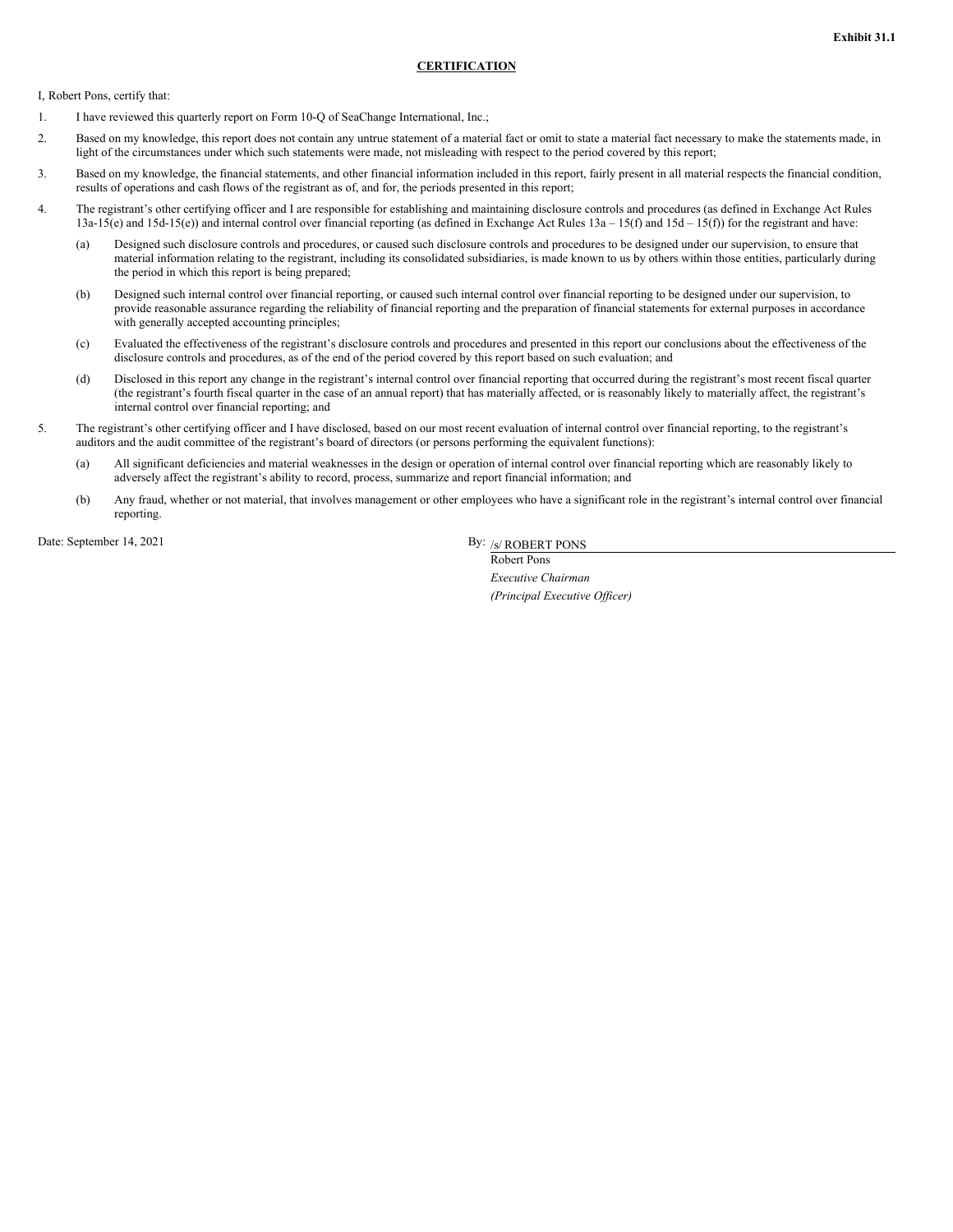**Exhibit 31.1**

**CERTIFICATION**

I, Robert Pons, certify that:

1. I have reviewed this quarterly report on Form 10-Q of SeaChange International, Inc.;
2. Based on my knowledge, this report does not contain any untrue statement of a material fact or omit to state a material fact necessary to make the statements made, in light of the circumstances under which such statements were made, not misleading with respect to the period covered by this report;
3. Based on my knowledge, the financial statements, and other financial information included in this report, fairly present in all material respects the financial condition, results of operations and cash flows of the registrant as of, and for, the periods presented in this report;
4. The registrant's other certifying officer and I are responsible for establishing and maintaining disclosure controls and procedures (as defined in Exchange Act Rules 13a-15(e) and 15d-15(e)) and internal control over financial reporting (as defined in Exchange Act Rules 13a – 15(f) and 15d – 15(f)) for the registrant and have:
   (a) Designed such disclosure controls and procedures, or caused such disclosure controls and procedures to be designed under our supervision, to ensure that material information relating to the registrant, including its consolidated subsidiaries, is made known to us by others within those entities, particularly during the period in which this report is being prepared;
   (b) Designed such internal control over financial reporting, or caused such internal control over financial reporting to be designed under our supervision, to provide reasonable assurance regarding the reliability of financial reporting and the preparation of financial statements for external purposes in accordance with generally accepted accounting principles;
   (c) Evaluated the effectiveness of the registrant's disclosure controls and procedures and presented in this report our conclusions about the effectiveness of the disclosure controls and procedures, as of the end of the period covered by this report based on such evaluation; and
   (d) Disclosed in this report any change in the registrant's internal control over financial reporting that occurred during the registrant's most recent fiscal quarter (the registrant's fourth fiscal quarter in the case of an annual report) that has materially affected, or is reasonably likely to materially affect, the registrant's internal control over financial reporting; and
5. The registrant's other certifying officer and I have disclosed, based on our most recent evaluation of internal control over financial reporting, to the registrant's auditors and the audit committee of the registrant's board of directors (or persons performing the equivalent functions):
   (a) All significant deficiencies and material weaknesses in the design or operation of internal control over financial reporting which are reasonably likely to adversely affect the registrant's ability to record, process, summarize and report financial information; and
   (b) Any fraud, whether or not material, that involves management or other employees who have a significant role in the registrant's internal control over financial reporting.

Date: September 14, 2021

By: /s/ ROBERT PONS
Robert Pons
*Executive Chairman*
*(Principal Executive Officer)*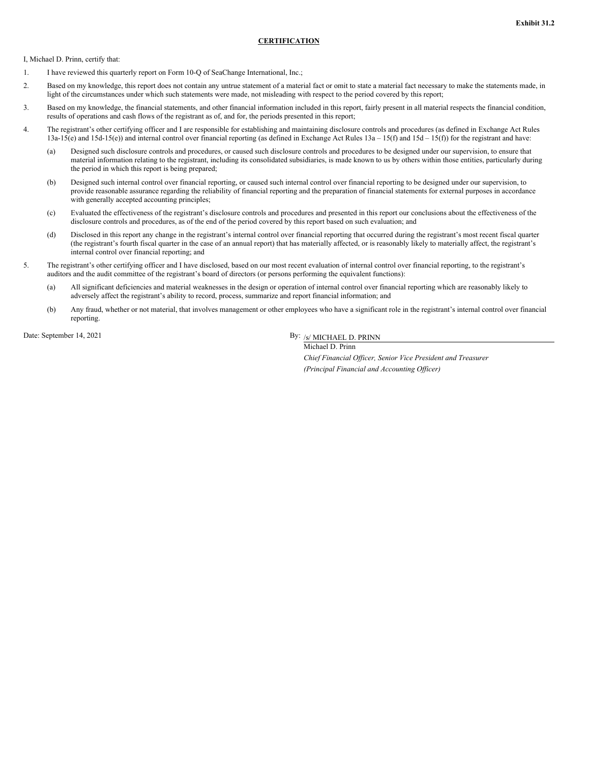**Exhibit 31.2**

**CERTIFICATION**

I, Michael D. Prinn, certify that:

1. I have reviewed this quarterly report on Form 10-Q of SeaChange International, Inc.;

2. Based on my knowledge, this report does not contain any untrue statement of a material fact or omit to state a material fact necessary to make the statements made, in light of the circumstances under which such statements were made, not misleading with respect to the period covered by this report;

3. Based on my knowledge, the financial statements, and other financial information included in this report, fairly present in all material respects the financial condition, results of operations and cash flows of the registrant as of, and for, the periods presented in this report;

4. The registrant's other certifying officer and I are responsible for establishing and maintaining disclosure controls and procedures (as defined in Exchange Act Rules 13a-15(e) and 15d-15(e)) and internal control over financial reporting (as defined in Exchange Act Rules 13a – 15(f) and 15d – 15(f)) for the registrant and have:

   (a) Designed such disclosure controls and procedures, or caused such disclosure controls and procedures to be designed under our supervision, to ensure that material information relating to the registrant, including its consolidated subsidiaries, is made known to us by others within those entities, particularly during the period in which this report is being prepared;

   (b) Designed such internal control over financial reporting, or caused such internal control over financial reporting to be designed under our supervision, to provide reasonable assurance regarding the reliability of financial reporting and the preparation of financial statements for external purposes in accordance with generally accepted accounting principles;

   (c) Evaluated the effectiveness of the registrant's disclosure controls and procedures and presented in this report our conclusions about the effectiveness of the disclosure controls and procedures, as of the end of the period covered by this report based on such evaluation; and

   (d) Disclosed in this report any change in the registrant's internal control over financial reporting that occurred during the registrant's most recent fiscal quarter (the registrant's fourth fiscal quarter in the case of an annual report) that has materially affected, or is reasonably likely to materially affect, the registrant's internal control over financial reporting; and

5. The registrant's other certifying officer and I have disclosed, based on our most recent evaluation of internal control over financial reporting, to the registrant's auditors and the audit committee of the registrant's board of directors (or persons performing the equivalent functions):

   (a) All significant deficiencies and material weaknesses in the design or operation of internal control over financial reporting which are reasonably likely to adversely affect the registrant's ability to record, process, summarize and report financial information; and

   (b) Any fraud, whether or not material, that involves management or other employees who have a significant role in the registrant's internal control over financial reporting.

Date: September 14, 2021

By: /s/ MICHAEL D. PRINN

Michael D. Prinn

*Chief Financial Officer, Senior Vice President and Treasurer*

*(Principal Financial and Accounting Officer)*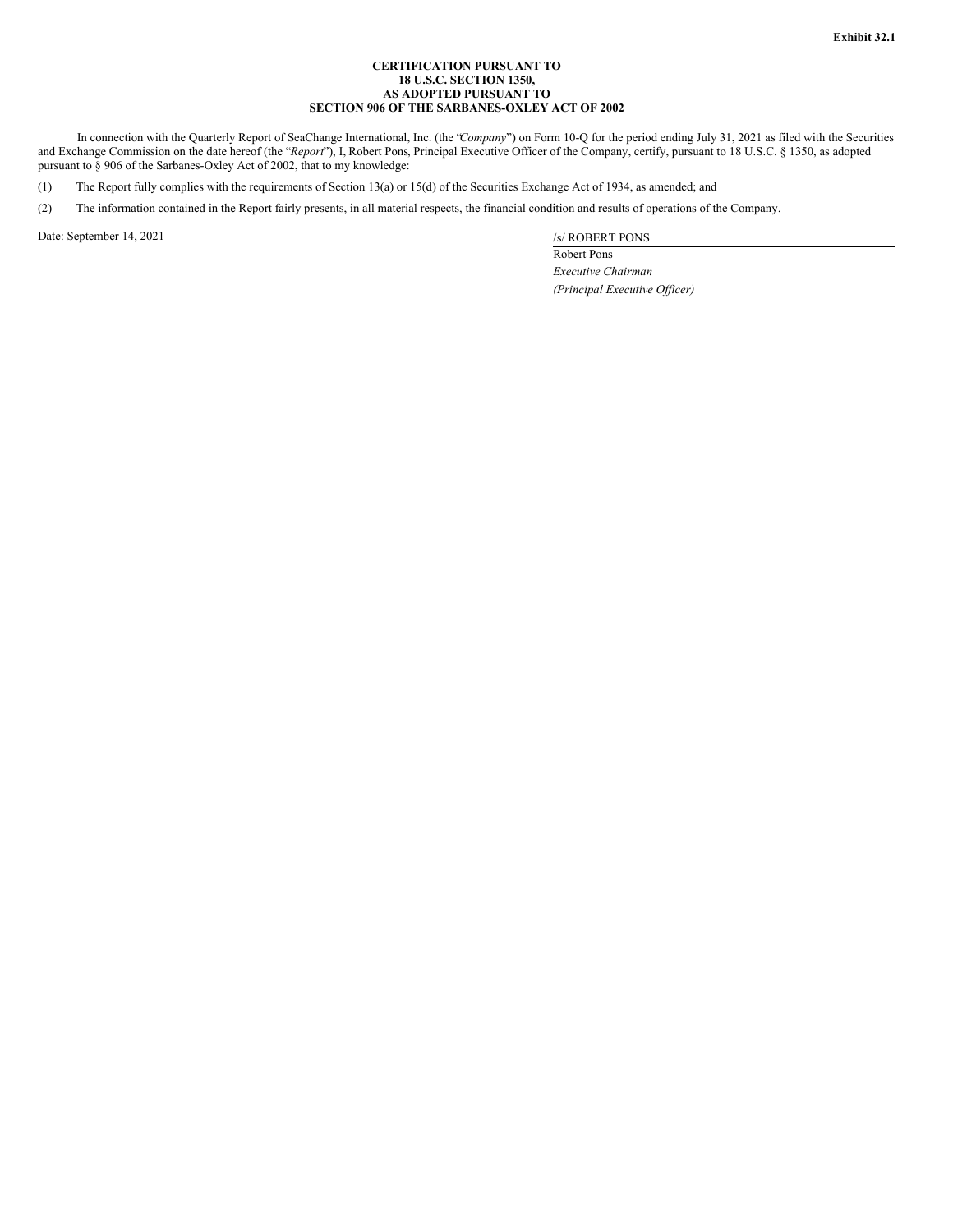**Exhibit 32.1**

**CERTIFICATION PURSUANT TO**
**18 U.S.C. SECTION 1350,**
**AS ADOPTED PURSUANT TO**
**SECTION 906 OF THE SARBANES-OXLEY ACT OF 2002**

In connection with the Quarterly Report of SeaChange International, Inc. (the "*Company*") on Form 10-Q for the period ending July 31, 2021 as filed with the Securities and Exchange Commission on the date hereof (the "*Report*"), I, Robert Pons, Principal Executive Officer of the Company, certify, pursuant to 18 U.S.C. § 1350, as adopted pursuant to § 906 of the Sarbanes-Oxley Act of 2002, that to my knowledge:

(1) The Report fully complies with the requirements of Section 13(a) or 15(d) of the Securities Exchange Act of 1934, as amended; and

(2) The information contained in the Report fairly presents, in all material respects, the financial condition and results of operations of the Company.

Date: September 14, 2021

/s/ ROBERT PONS
Robert Pons
*Executive Chairman*
*(Principal Executive Officer)*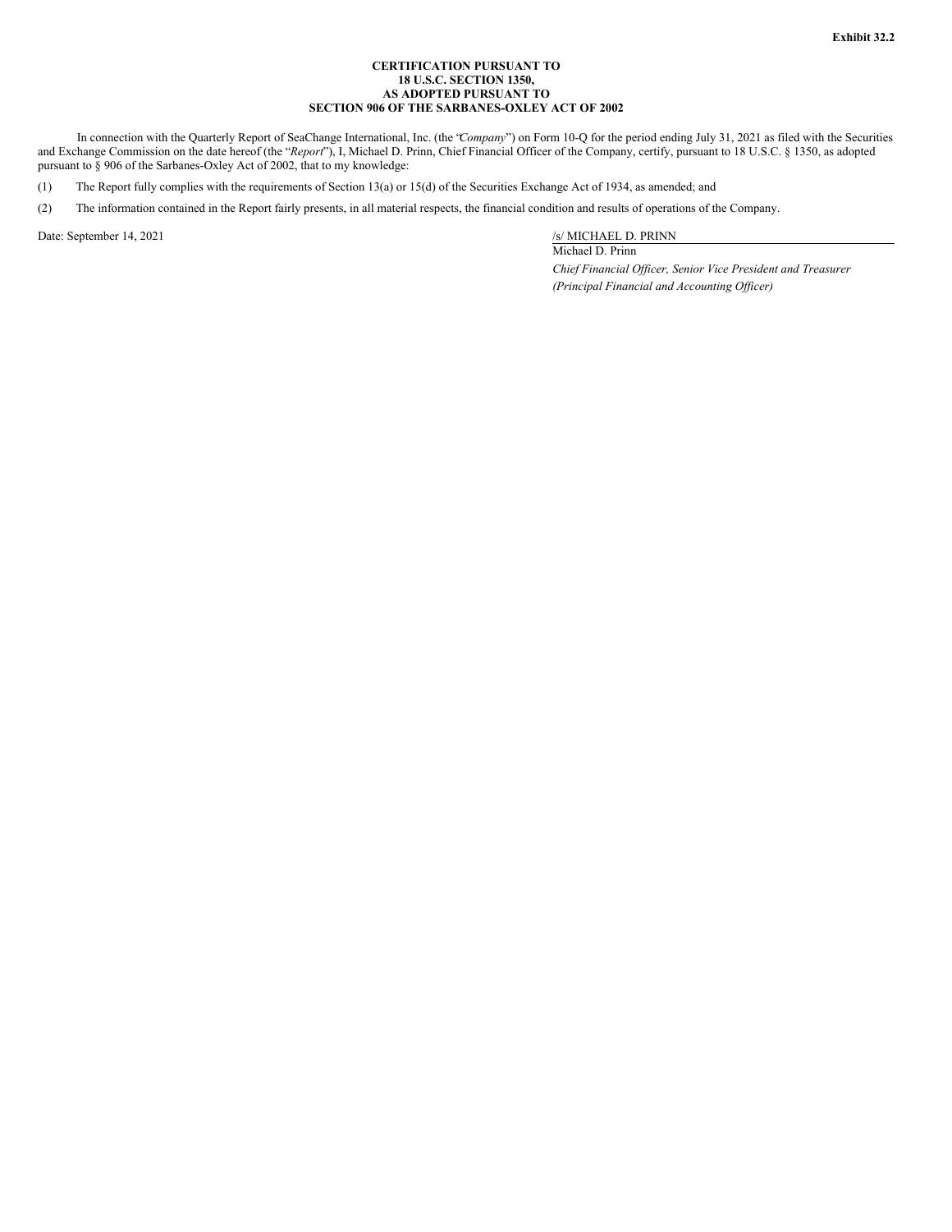**Exhibit 32.2**

**CERTIFICATION PURSUANT TO**
**18 U.S.C. SECTION 1350,**
**AS ADOPTED PURSUANT TO**
**SECTION 906 OF THE SARBANES-OXLEY ACT OF 2002**

In connection with the Quarterly Report of SeaChange International, Inc. (the "*Company*") on Form 10-Q for the period ending July 31, 2021 as filed with the Securities and Exchange Commission on the date hereof (the "*Report*"), I, Michael D. Prinn, Chief Financial Officer of the Company, certify, pursuant to 18 U.S.C. § 1350, as adopted pursuant to § 906 of the Sarbanes-Oxley Act of 2002, that to my knowledge:

(1) The Report fully complies with the requirements of Section 13(a) or 15(d) of the Securities Exchange Act of 1934, as amended; and

(2) The information contained in the Report fairly presents, in all material respects, the financial condition and results of operations of the Company.

Date: September 14, 2021

/s/ MICHAEL D. PRINN
Michael D. Prinn
*Chief Financial Officer, Senior Vice President and Treasurer*
*(Principal Financial and Accounting Officer)*